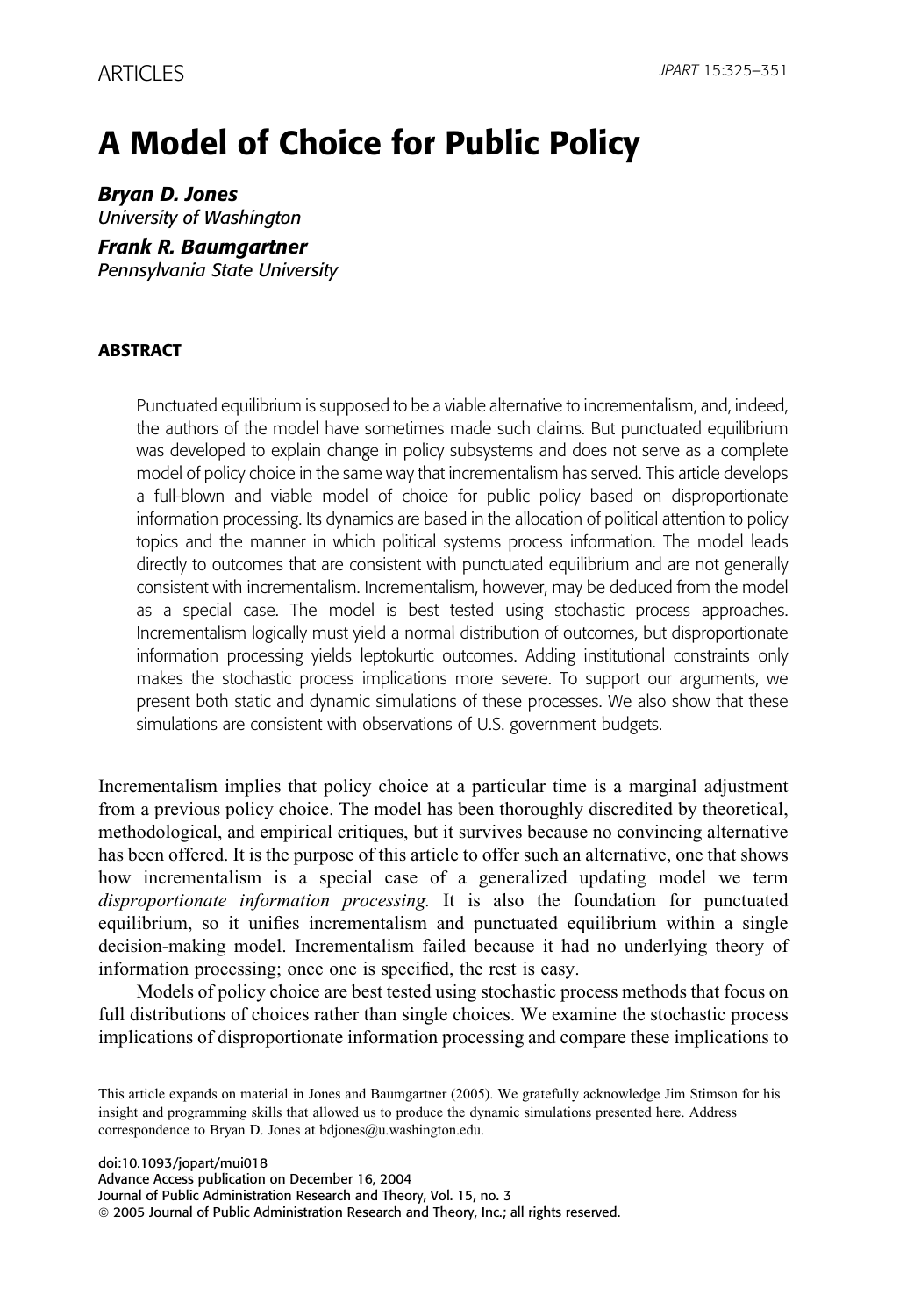ARTICLES

# A Model of Choice for Public Policy

***Bryan D. Jones***
*University of Washington*

***Frank R. Baumgartner***
*Pennsylvania State University*

## ABSTRACT

Punctuated equilibrium is supposed to be a viable alternative to incrementalism, and, indeed, the authors of the model have sometimes made such claims. But punctuated equilibrium was developed to explain change in policy subsystems and does not serve as a complete model of policy choice in the same way that incrementalism has served. This article develops a full-blown and viable model of choice for public policy based on disproportionate information processing. Its dynamics are based in the allocation of political attention to policy topics and the manner in which political systems process information. The model leads directly to outcomes that are consistent with punctuated equilibrium and are not generally consistent with incrementalism. Incrementalism, however, may be deduced from the model as a special case. The model is best tested using stochastic process approaches. Incrementalism logically must yield a normal distribution of outcomes, but disproportionate information processing yields leptokurtic outcomes. Adding institutional constraints only makes the stochastic process implications more severe. To support our arguments, we present both static and dynamic simulations of these processes. We also show that these simulations are consistent with observations of U.S. government budgets.

Incrementalism implies that policy choice at a particular time is a marginal adjustment from a previous policy choice. The model has been thoroughly discredited by theoretical, methodological, and empirical critiques, but it survives because no convincing alternative has been offered. It is the purpose of this article to offer such an alternative, one that shows how incrementalism is a special case of a generalized updating model we term *disproportionate information processing.* It is also the foundation for punctuated equilibrium, so it unifies incrementalism and punctuated equilibrium within a single decision-making model. Incrementalism failed because it had no underlying theory of information processing; once one is specified, the rest is easy.

Models of policy choice are best tested using stochastic process methods that focus on full distributions of choices rather than single choices. We examine the stochastic process implications of disproportionate information processing and compare these implications to

This article expands on material in Jones and Baumgartner (2005). We gratefully acknowledge Jim Stimson for his insight and programming skills that allowed us to produce the dynamic simulations presented here. Address correspondence to Bryan D. Jones at bdjones@u.washington.edu.

doi:10.1093/jopart/mui018
Advance Access publication on December 16, 2004
Journal of Public Administration Research and Theory, Vol. 15, no. 3
© 2005 Journal of Public Administration Research and Theory, Inc.; all rights reserved.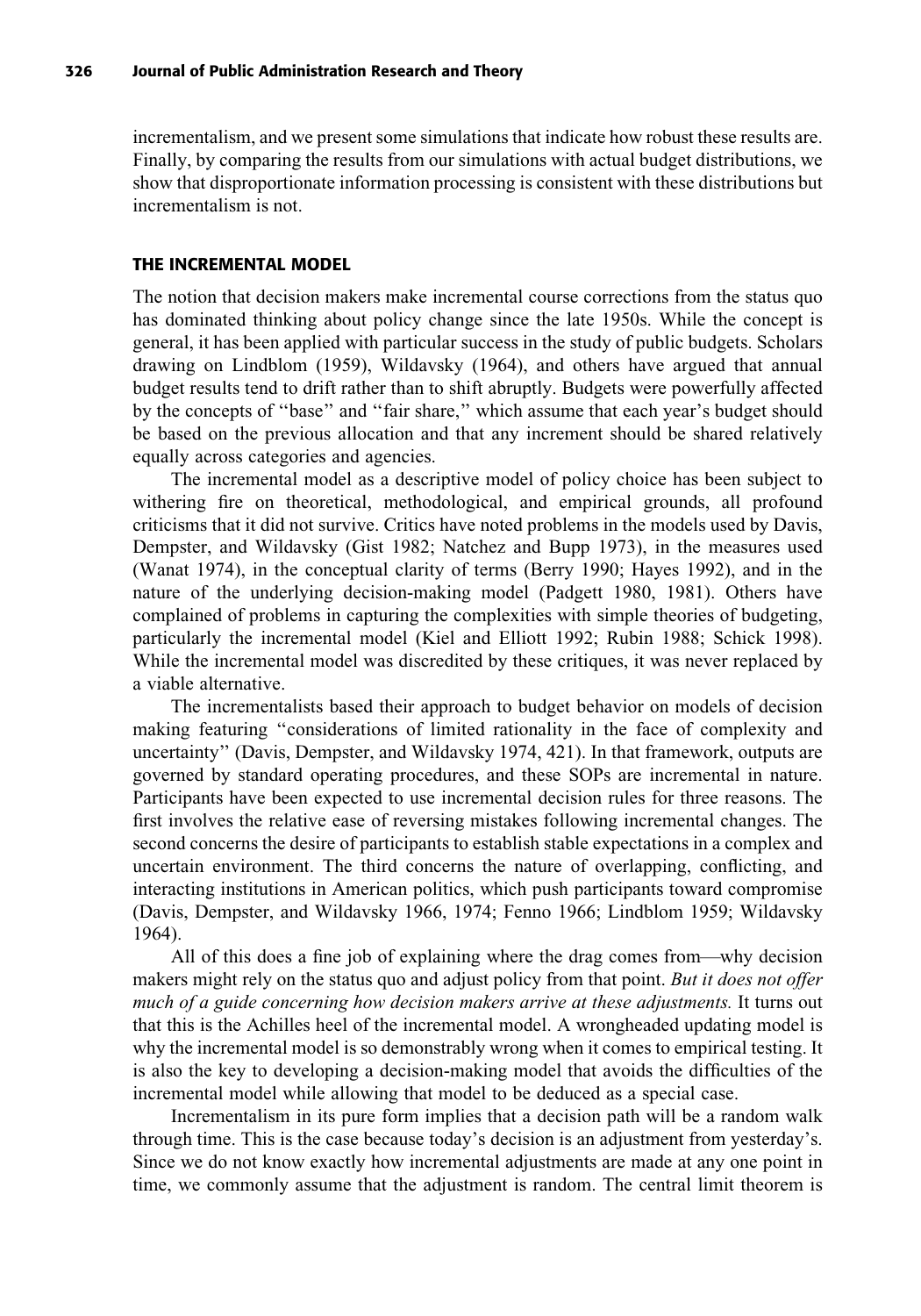incrementalism, and we present some simulations that indicate how robust these results are. Finally, by comparing the results from our simulations with actual budget distributions, we show that disproportionate information processing is consistent with these distributions but incrementalism is not.

## THE INCREMENTAL MODEL

The notion that decision makers make incremental course corrections from the status quo has dominated thinking about policy change since the late 1950s. While the concept is general, it has been applied with particular success in the study of public budgets. Scholars drawing on Lindblom (1959), Wildavsky (1964), and others have argued that annual budget results tend to drift rather than to shift abruptly. Budgets were powerfully affected by the concepts of "base" and "fair share," which assume that each year's budget should be based on the previous allocation and that any increment should be shared relatively equally across categories and agencies.

The incremental model as a descriptive model of policy choice has been subject to withering fire on theoretical, methodological, and empirical grounds, all profound criticisms that it did not survive. Critics have noted problems in the models used by Davis, Dempster, and Wildavsky (Gist 1982; Natchez and Bupp 1973), in the measures used (Wanat 1974), in the conceptual clarity of terms (Berry 1990; Hayes 1992), and in the nature of the underlying decision-making model (Padgett 1980, 1981). Others have complained of problems in capturing the complexities with simple theories of budgeting, particularly the incremental model (Kiel and Elliott 1992; Rubin 1988; Schick 1998). While the incremental model was discredited by these critiques, it was never replaced by a viable alternative.

The incrementalists based their approach to budget behavior on models of decision making featuring "considerations of limited rationality in the face of complexity and uncertainty" (Davis, Dempster, and Wildavsky 1974, 421). In that framework, outputs are governed by standard operating procedures, and these SOPs are incremental in nature. Participants have been expected to use incremental decision rules for three reasons. The first involves the relative ease of reversing mistakes following incremental changes. The second concerns the desire of participants to establish stable expectations in a complex and uncertain environment. The third concerns the nature of overlapping, conflicting, and interacting institutions in American politics, which push participants toward compromise (Davis, Dempster, and Wildavsky 1966, 1974; Fenno 1966; Lindblom 1959; Wildavsky 1964).

All of this does a fine job of explaining where the drag comes from—why decision makers might rely on the status quo and adjust policy from that point. *But it does not offer much of a guide concerning how decision makers arrive at these adjustments.* It turns out that this is the Achilles heel of the incremental model. A wrongheaded updating model is why the incremental model is so demonstrably wrong when it comes to empirical testing. It is also the key to developing a decision-making model that avoids the difficulties of the incremental model while allowing that model to be deduced as a special case.

Incrementalism in its pure form implies that a decision path will be a random walk through time. This is the case because today's decision is an adjustment from yesterday's. Since we do not know exactly how incremental adjustments are made at any one point in time, we commonly assume that the adjustment is random. The central limit theorem is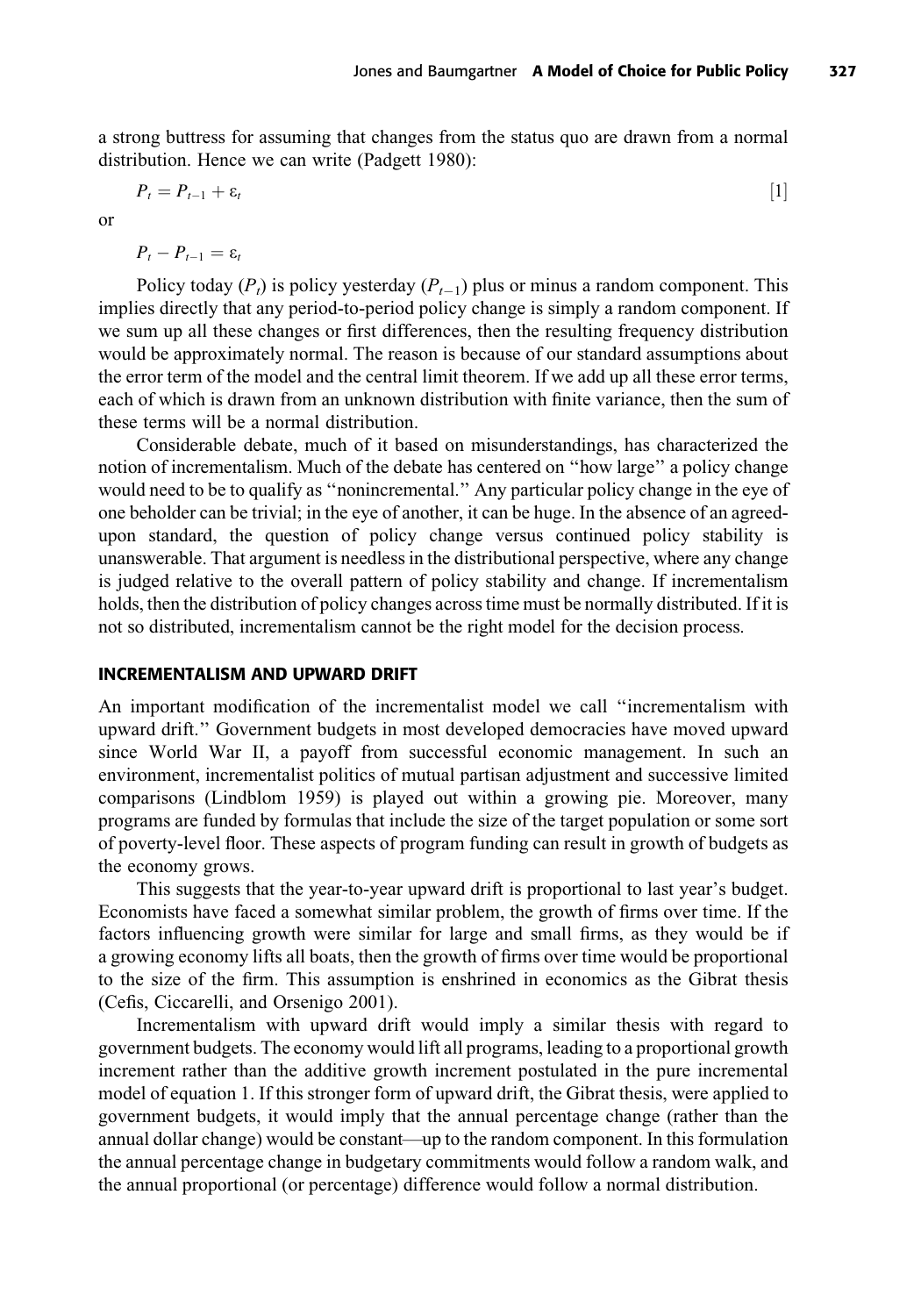a strong buttress for assuming that changes from the status quo are drawn from a normal distribution. Hence we can write (Padgett 1980):

$$P_t = P_{t-1} + \varepsilon_t \qquad [1]$$

or

$$P_t - P_{t-1} = \varepsilon_t$$

Policy today ($P_t$) is policy yesterday ($P_{t-1}$) plus or minus a random component. This implies directly that any period-to-period policy change is simply a random component. If we sum up all these changes or first differences, then the resulting frequency distribution would be approximately normal. The reason is because of our standard assumptions about the error term of the model and the central limit theorem. If we add up all these error terms, each of which is drawn from an unknown distribution with finite variance, then the sum of these terms will be a normal distribution.

Considerable debate, much of it based on misunderstandings, has characterized the notion of incrementalism. Much of the debate has centered on "how large" a policy change would need to be to qualify as "nonincremental." Any particular policy change in the eye of one beholder can be trivial; in the eye of another, it can be huge. In the absence of an agreed-upon standard, the question of policy change versus continued policy stability is unanswerable. That argument is needless in the distributional perspective, where any change is judged relative to the overall pattern of policy stability and change. If incrementalism holds, then the distribution of policy changes across time must be normally distributed. If it is not so distributed, incrementalism cannot be the right model for the decision process.

## INCREMENTALISM AND UPWARD DRIFT

An important modification of the incrementalist model we call "incrementalism with upward drift." Government budgets in most developed democracies have moved upward since World War II, a payoff from successful economic management. In such an environment, incrementalist politics of mutual partisan adjustment and successive limited comparisons (Lindblom 1959) is played out within a growing pie. Moreover, many programs are funded by formulas that include the size of the target population or some sort of poverty-level floor. These aspects of program funding can result in growth of budgets as the economy grows.

This suggests that the year-to-year upward drift is proportional to last year's budget. Economists have faced a somewhat similar problem, the growth of firms over time. If the factors influencing growth were similar for large and small firms, as they would be if a growing economy lifts all boats, then the growth of firms over time would be proportional to the size of the firm. This assumption is enshrined in economics as the Gibrat thesis (Cefis, Ciccarelli, and Orsenigo 2001).

Incrementalism with upward drift would imply a similar thesis with regard to government budgets. The economy would lift all programs, leading to a proportional growth increment rather than the additive growth increment postulated in the pure incremental model of equation 1. If this stronger form of upward drift, the Gibrat thesis, were applied to government budgets, it would imply that the annual percentage change (rather than the annual dollar change) would be constant—up to the random component. In this formulation the annual percentage change in budgetary commitments would follow a random walk, and the annual proportional (or percentage) difference would follow a normal distribution.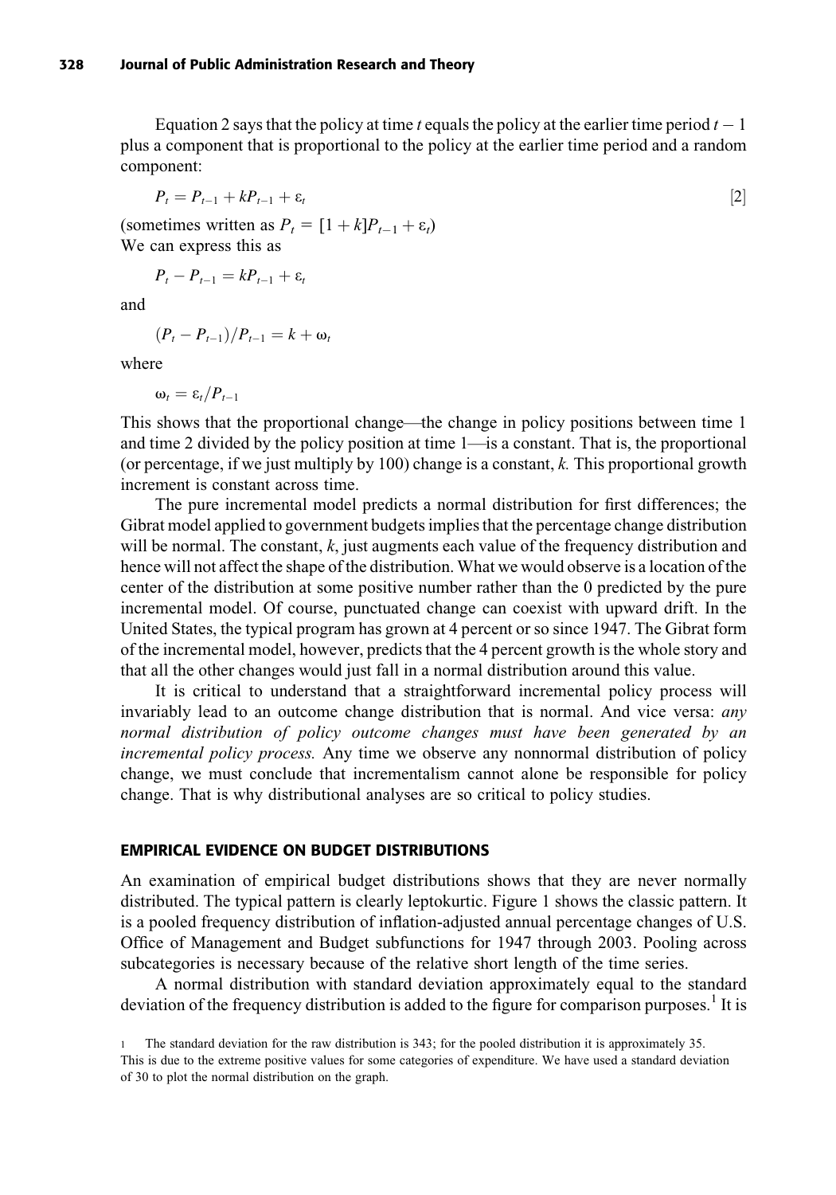Equation 2 says that the policy at time $t$ equals the policy at the earlier time period $t - 1$ plus a component that is proportional to the policy at the earlier time period and a random component:

$$P_t = P_{t-1} + kP_{t-1} + \varepsilon_t \qquad [2]$$

(sometimes written as $P_t = [1 + k]P_{t-1} + \varepsilon_t$)
We can express this as

$$P_t - P_{t-1} = kP_{t-1} + \varepsilon_t$$

and

$$(P_t - P_{t-1})/P_{t-1} = k + \omega_t$$

where

$$\omega_t = \varepsilon_t / P_{t-1}$$

This shows that the proportional change—the change in policy positions between time 1 and time 2 divided by the policy position at time 1—is a constant. That is, the proportional (or percentage, if we just multiply by 100) change is a constant, $k$. This proportional growth increment is constant across time.

The pure incremental model predicts a normal distribution for first differences; the Gibrat model applied to government budgets implies that the percentage change distribution will be normal. The constant, $k$, just augments each value of the frequency distribution and hence will not affect the shape of the distribution. What we would observe is a location of the center of the distribution at some positive number rather than the 0 predicted by the pure incremental model. Of course, punctuated change can coexist with upward drift. In the United States, the typical program has grown at 4 percent or so since 1947. The Gibrat form of the incremental model, however, predicts that the 4 percent growth is the whole story and that all the other changes would just fall in a normal distribution around this value.

It is critical to understand that a straightforward incremental policy process will invariably lead to an outcome change distribution that is normal. And vice versa: *any normal distribution of policy outcome changes must have been generated by an incremental policy process.* Any time we observe any nonnormal distribution of policy change, we must conclude that incrementalism cannot alone be responsible for policy change. That is why distributional analyses are so critical to policy studies.

## EMPIRICAL EVIDENCE ON BUDGET DISTRIBUTIONS

An examination of empirical budget distributions shows that they are never normally distributed. The typical pattern is clearly leptokurtic. Figure 1 shows the classic pattern. It is a pooled frequency distribution of inflation-adjusted annual percentage changes of U.S. Office of Management and Budget subfunctions for 1947 through 2003. Pooling across subcategories is necessary because of the relative short length of the time series.

A normal distribution with standard deviation approximately equal to the standard deviation of the frequency distribution is added to the figure for comparison purposes.[1] It is

[1] The standard deviation for the raw distribution is 343; for the pooled distribution it is approximately 35. This is due to the extreme positive values for some categories of expenditure. We have used a standard deviation of 30 to plot the normal distribution on the graph.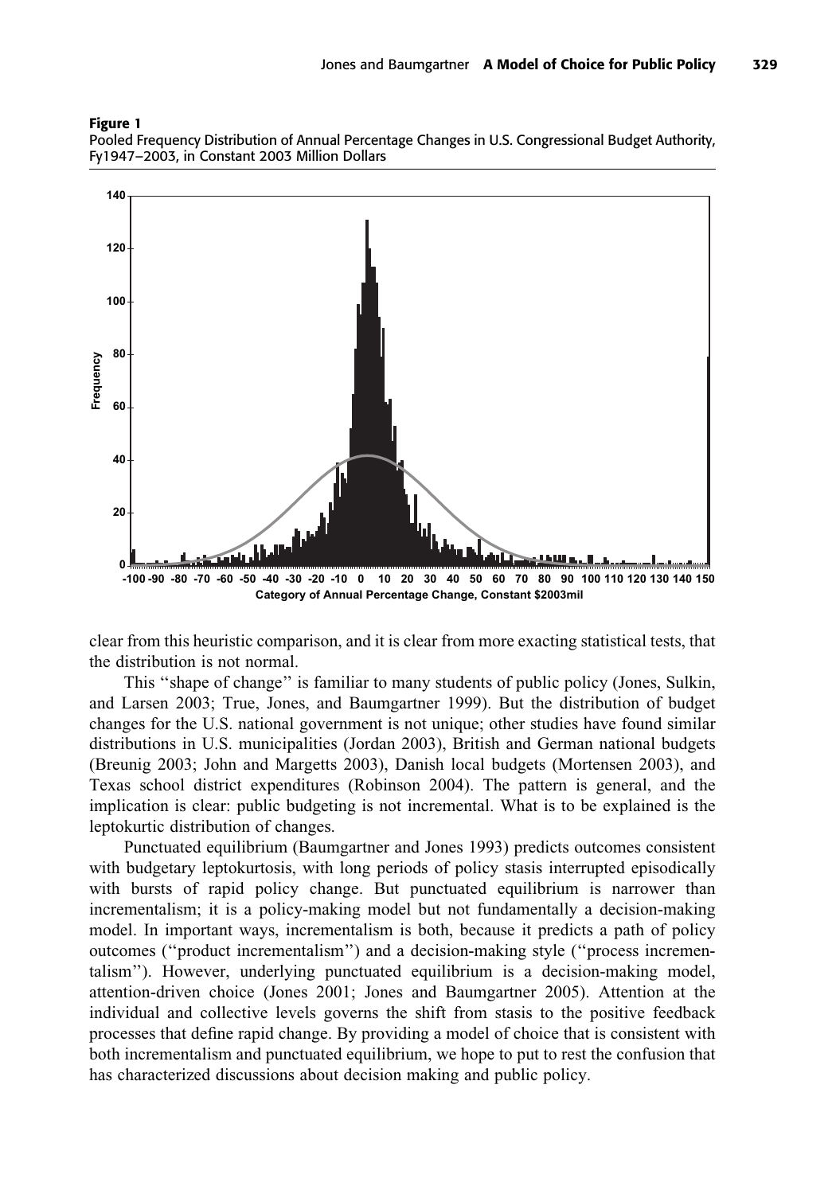**Figure 1**
Pooled Frequency Distribution of Annual Percentage Changes in U.S. Congressional Budget Authority, Fy1947–2003, in Constant 2003 Million Dollars

clear from this heuristic comparison, and it is clear from more exacting statistical tests, that the distribution is not normal.

This ''shape of change'' is familiar to many students of public policy (Jones, Sulkin, and Larsen 2003; True, Jones, and Baumgartner 1999). But the distribution of budget changes for the U.S. national government is not unique; other studies have found similar distributions in U.S. municipalities (Jordan 2003), British and German national budgets (Breunig 2003; John and Margetts 2003), Danish local budgets (Mortensen 2003), and Texas school district expenditures (Robinson 2004). The pattern is general, and the implication is clear: public budgeting is not incremental. What is to be explained is the leptokurtic distribution of changes.

Punctuated equilibrium (Baumgartner and Jones 1993) predicts outcomes consistent with budgetary leptokurtosis, with long periods of policy stasis interrupted episodically with bursts of rapid policy change. But punctuated equilibrium is narrower than incrementalism; it is a policy-making model but not fundamentally a decision-making model. In important ways, incrementalism is both, because it predicts a path of policy outcomes (''product incrementalism'') and a decision-making style (''process incrementalism''). However, underlying punctuated equilibrium is a decision-making model, attention-driven choice (Jones 2001; Jones and Baumgartner 2005). Attention at the individual and collective levels governs the shift from stasis to the positive feedback processes that define rapid change. By providing a model of choice that is consistent with both incrementalism and punctuated equilibrium, we hope to put to rest the confusion that has characterized discussions about decision making and public policy.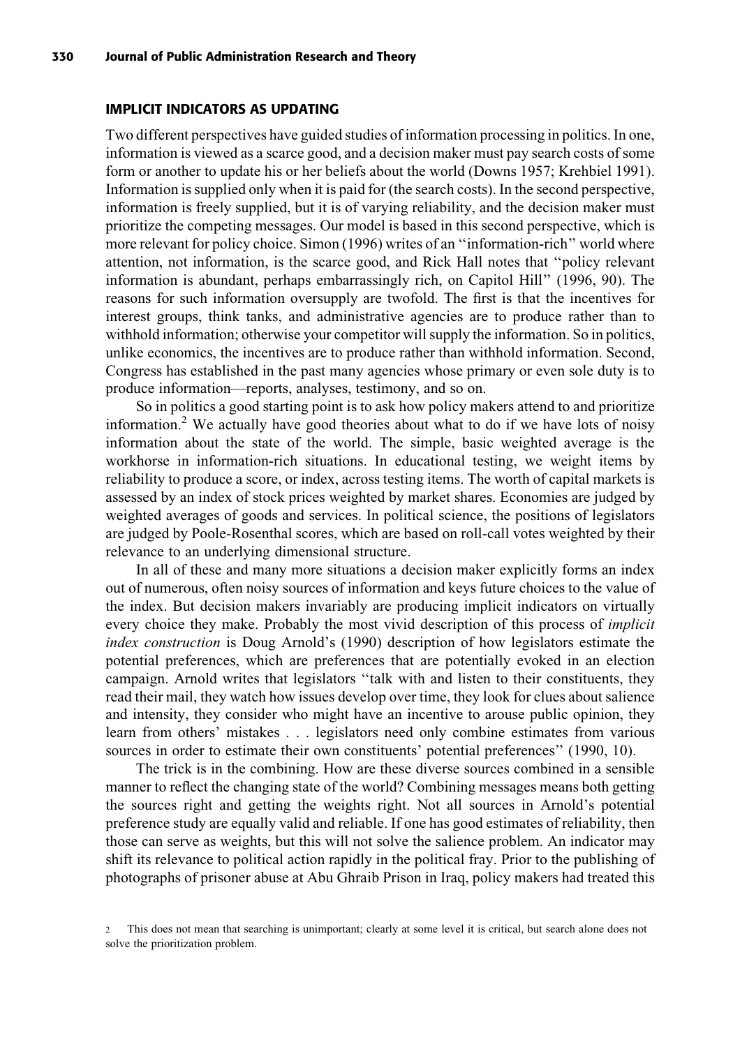## IMPLICIT INDICATORS AS UPDATING

Two different perspectives have guided studies of information processing in politics. In one, information is viewed as a scarce good, and a decision maker must pay search costs of some form or another to update his or her beliefs about the world (Downs 1957; Krehbiel 1991). Information is supplied only when it is paid for (the search costs). In the second perspective, information is freely supplied, but it is of varying reliability, and the decision maker must prioritize the competing messages. Our model is based in this second perspective, which is more relevant for policy choice. Simon (1996) writes of an ''information-rich'' world where attention, not information, is the scarce good, and Rick Hall notes that ''policy relevant information is abundant, perhaps embarrassingly rich, on Capitol Hill'' (1996, 90). The reasons for such information oversupply are twofold. The first is that the incentives for interest groups, think tanks, and administrative agencies are to produce rather than to withhold information; otherwise your competitor will supply the information. So in politics, unlike economics, the incentives are to produce rather than withhold information. Second, Congress has established in the past many agencies whose primary or even sole duty is to produce information—reports, analyses, testimony, and so on.

So in politics a good starting point is to ask how policy makers attend to and prioritize information.[2] We actually have good theories about what to do if we have lots of noisy information about the state of the world. The simple, basic weighted average is the workhorse in information-rich situations. In educational testing, we weight items by reliability to produce a score, or index, across testing items. The worth of capital markets is assessed by an index of stock prices weighted by market shares. Economies are judged by weighted averages of goods and services. In political science, the positions of legislators are judged by Poole-Rosenthal scores, which are based on roll-call votes weighted by their relevance to an underlying dimensional structure.

In all of these and many more situations a decision maker explicitly forms an index out of numerous, often noisy sources of information and keys future choices to the value of the index. But decision makers invariably are producing implicit indicators on virtually every choice they make. Probably the most vivid description of this process of *implicit index construction* is Doug Arnold's (1990) description of how legislators estimate the potential preferences, which are preferences that are potentially evoked in an election campaign. Arnold writes that legislators ''talk with and listen to their constituents, they read their mail, they watch how issues develop over time, they look for clues about salience and intensity, they consider who might have an incentive to arouse public opinion, they learn from others' mistakes . . . legislators need only combine estimates from various sources in order to estimate their own constituents' potential preferences'' (1990, 10).

The trick is in the combining. How are these diverse sources combined in a sensible manner to reflect the changing state of the world? Combining messages means both getting the sources right and getting the weights right. Not all sources in Arnold's potential preference study are equally valid and reliable. If one has good estimates of reliability, then those can serve as weights, but this will not solve the salience problem. An indicator may shift its relevance to political action rapidly in the political fray. Prior to the publishing of photographs of prisoner abuse at Abu Ghraib Prison in Iraq, policy makers had treated this

[2] This does not mean that searching is unimportant; clearly at some level it is critical, but search alone does not solve the prioritization problem.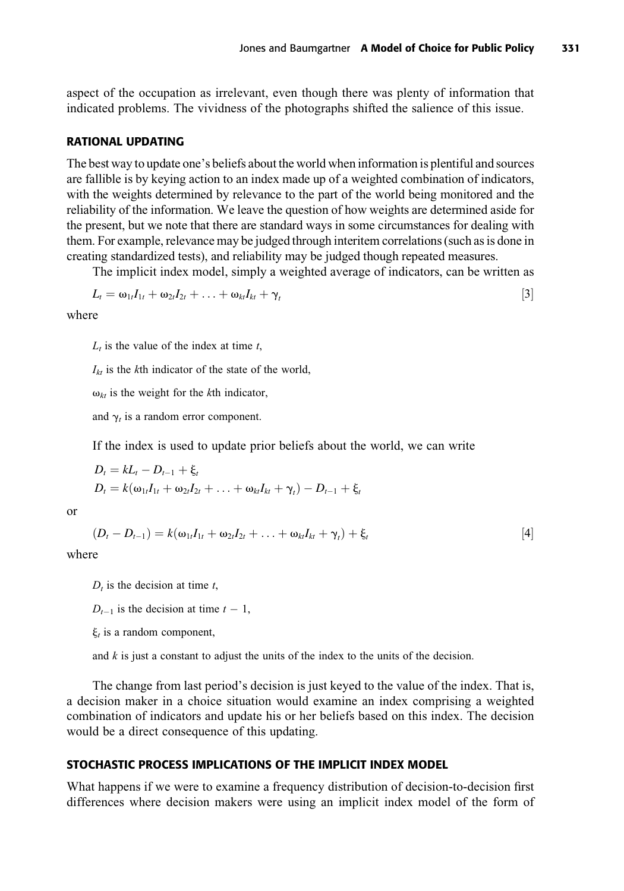aspect of the occupation as irrelevant, even though there was plenty of information that indicated problems. The vividness of the photographs shifted the salience of this issue.

### RATIONAL UPDATING

The best way to update one's beliefs about the world when information is plentiful and sources are fallible is by keying action to an index made up of a weighted combination of indicators, with the weights determined by relevance to the part of the world being monitored and the reliability of the information. We leave the question of how weights are determined aside for the present, but we note that there are standard ways in some circumstances for dealing with them. For example, relevance may be judged through interitem correlations (such as is done in creating standardized tests), and reliability may be judged though repeated measures.

The implicit index model, simply a weighted average of indicators, can be written as

$$L_t = \omega_{1t}I_{1t} + \omega_{2t}I_{2t} + \ldots + \omega_{kt}I_{kt} + \gamma_t \quad [3]$$

where

$L_t$ is the value of the index at time $t$,

$I_{kt}$ is the $k$th indicator of the state of the world,

$\omega_{kt}$ is the weight for the $k$th indicator,

and $\gamma_t$ is a random error component.

If the index is used to update prior beliefs about the world, we can write

$$D_t = kL_t - D_{t-1} + \xi_t$$

$$D_t = k(\omega_{1t}I_{1t} + \omega_{2t}I_{2t} + \ldots + \omega_{kt}I_{kt} + \gamma_t) - D_{t-1} + \xi_t$$

or

$$(D_t - D_{t-1}) = k(\omega_{1t}I_{1t} + \omega_{2t}I_{2t} + \ldots + \omega_{kt}I_{kt} + \gamma_t) + \xi_t \quad [4]$$

where

$D_t$ is the decision at time $t$,

$D_{t-1}$ is the decision at time $t - 1$,

$\xi_t$ is a random component,

and $k$ is just a constant to adjust the units of the index to the units of the decision.

The change from last period's decision is just keyed to the value of the index. That is, a decision maker in a choice situation would examine an index comprising a weighted combination of indicators and update his or her beliefs based on this index. The decision would be a direct consequence of this updating.

### STOCHASTIC PROCESS IMPLICATIONS OF THE IMPLICIT INDEX MODEL

What happens if we were to examine a frequency distribution of decision-to-decision first differences where decision makers were using an implicit index model of the form of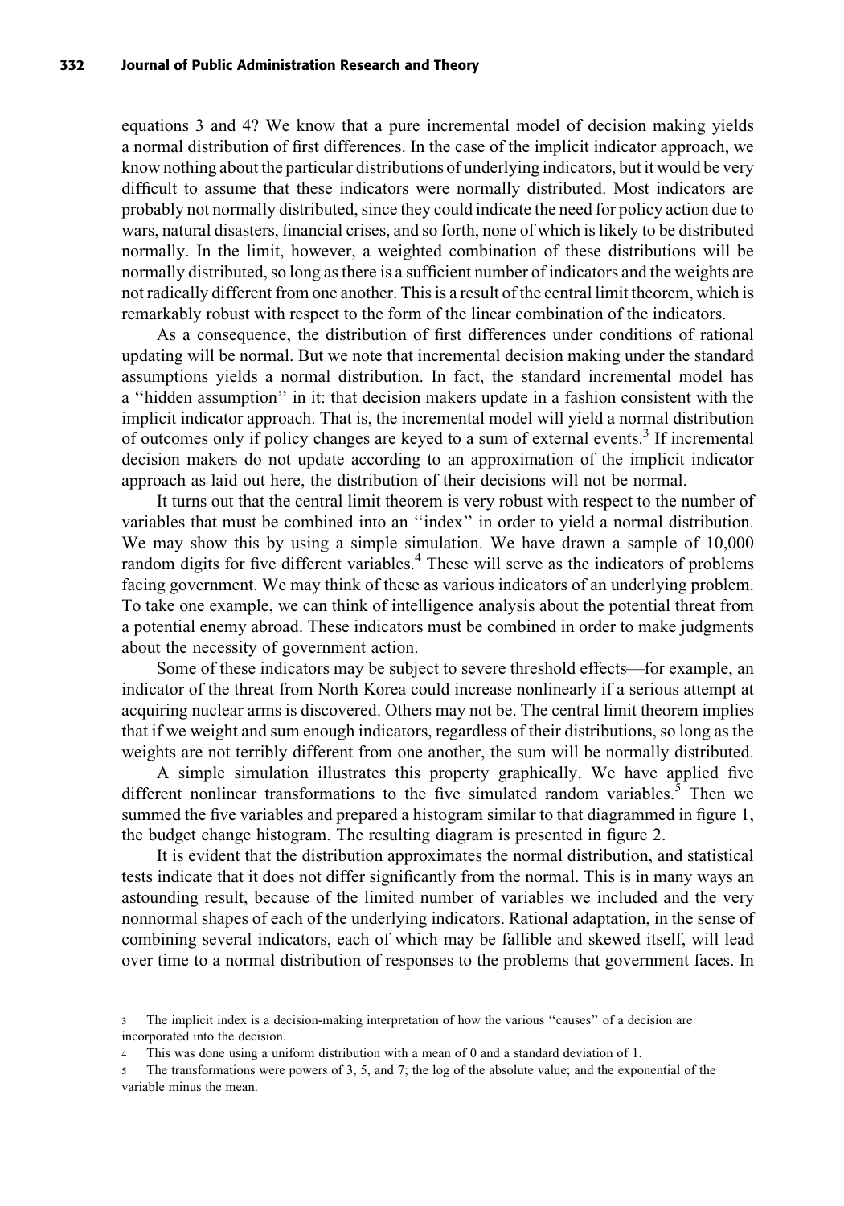equations 3 and 4? We know that a pure incremental model of decision making yields a normal distribution of first differences. In the case of the implicit indicator approach, we know nothing about the particular distributions of underlying indicators, but it would be very difficult to assume that these indicators were normally distributed. Most indicators are probably not normally distributed, since they could indicate the need for policy action due to wars, natural disasters, financial crises, and so forth, none of which is likely to be distributed normally. In the limit, however, a weighted combination of these distributions will be normally distributed, so long as there is a sufficient number of indicators and the weights are not radically different from one another. This is a result of the central limit theorem, which is remarkably robust with respect to the form of the linear combination of the indicators.

As a consequence, the distribution of first differences under conditions of rational updating will be normal. But we note that incremental decision making under the standard assumptions yields a normal distribution. In fact, the standard incremental model has a ''hidden assumption'' in it: that decision makers update in a fashion consistent with the implicit indicator approach. That is, the incremental model will yield a normal distribution of outcomes only if policy changes are keyed to a sum of external events.[3] If incremental decision makers do not update according to an approximation of the implicit indicator approach as laid out here, the distribution of their decisions will not be normal.

It turns out that the central limit theorem is very robust with respect to the number of variables that must be combined into an ''index'' in order to yield a normal distribution. We may show this by using a simple simulation. We have drawn a sample of 10,000 random digits for five different variables.[4] These will serve as the indicators of problems facing government. We may think of these as various indicators of an underlying problem. To take one example, we can think of intelligence analysis about the potential threat from a potential enemy abroad. These indicators must be combined in order to make judgments about the necessity of government action.

Some of these indicators may be subject to severe threshold effects—for example, an indicator of the threat from North Korea could increase nonlinearly if a serious attempt at acquiring nuclear arms is discovered. Others may not be. The central limit theorem implies that if we weight and sum enough indicators, regardless of their distributions, so long as the weights are not terribly different from one another, the sum will be normally distributed.

A simple simulation illustrates this property graphically. We have applied five different nonlinear transformations to the five simulated random variables.[5] Then we summed the five variables and prepared a histogram similar to that diagrammed in figure 1, the budget change histogram. The resulting diagram is presented in figure 2.

It is evident that the distribution approximates the normal distribution, and statistical tests indicate that it does not differ significantly from the normal. This is in many ways an astounding result, because of the limited number of variables we included and the very nonnormal shapes of each of the underlying indicators. Rational adaptation, in the sense of combining several indicators, each of which may be fallible and skewed itself, will lead over time to a normal distribution of responses to the problems that government faces. In

3 The implicit index is a decision-making interpretation of how the various ''causes'' of a decision are incorporated into the decision.

4 This was done using a uniform distribution with a mean of 0 and a standard deviation of 1.

5 The transformations were powers of 3, 5, and 7; the log of the absolute value; and the exponential of the variable minus the mean.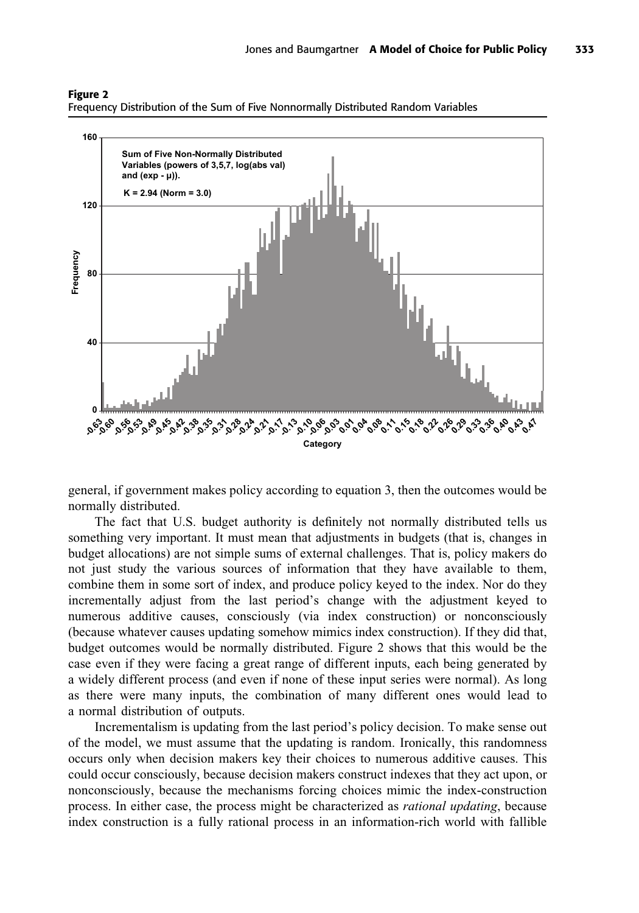**Figure 2**
Frequency Distribution of the Sum of Five Nonnormally Distributed Random Variables

general, if government makes policy according to equation 3, then the outcomes would be normally distributed.

The fact that U.S. budget authority is definitely not normally distributed tells us something very important. It must mean that adjustments in budgets (that is, changes in budget allocations) are not simple sums of external challenges. That is, policy makers do not just study the various sources of information that they have available to them, combine them in some sort of index, and produce policy keyed to the index. Nor do they incrementally adjust from the last period's change with the adjustment keyed to numerous additive causes, consciously (via index construction) or nonconsciously (because whatever causes updating somehow mimics index construction). If they did that, budget outcomes would be normally distributed. Figure 2 shows that this would be the case even if they were facing a great range of different inputs, each being generated by a widely different process (and even if none of these input series were normal). As long as there were many inputs, the combination of many different ones would lead to a normal distribution of outputs.

Incrementalism is updating from the last period's policy decision. To make sense out of the model, we must assume that the updating is random. Ironically, this randomness occurs only when decision makers key their choices to numerous additive causes. This could occur consciously, because decision makers construct indexes that they act upon, or nonconsciously, because the mechanisms forcing choices mimic the index-construction process. In either case, the process might be characterized as *rational updating*, because index construction is a fully rational process in an information-rich world with fallible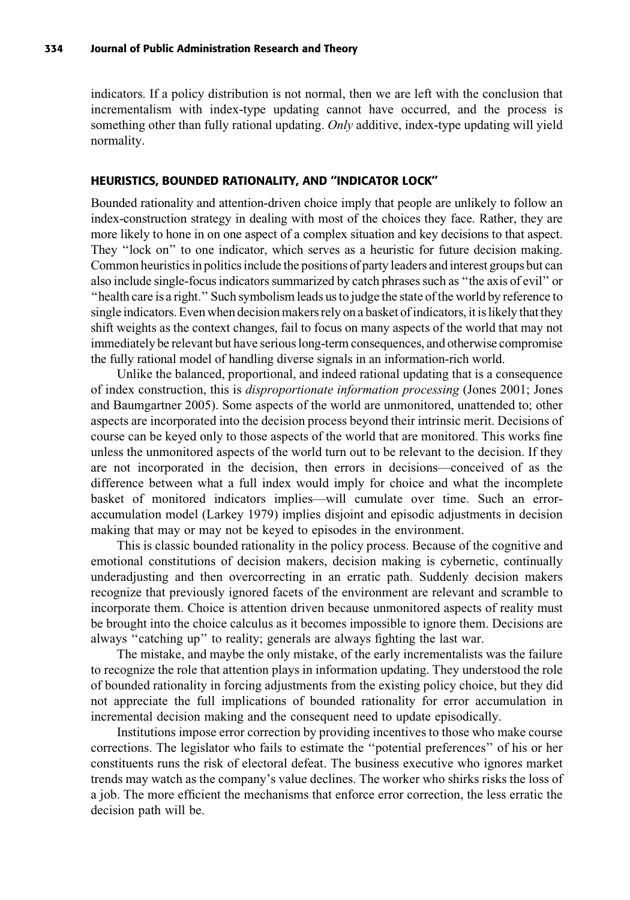indicators. If a policy distribution is not normal, then we are left with the conclusion that incrementalism with index-type updating cannot have occurred, and the process is something other than fully rational updating. *Only* additive, index-type updating will yield normality.

## HEURISTICS, BOUNDED RATIONALITY, AND "INDICATOR LOCK"

Bounded rationality and attention-driven choice imply that people are unlikely to follow an index-construction strategy in dealing with most of the choices they face. Rather, they are more likely to hone in on one aspect of a complex situation and key decisions to that aspect. They "lock on" to one indicator, which serves as a heuristic for future decision making. Common heuristics in politics include the positions of party leaders and interest groups but can also include single-focus indicators summarized by catch phrases such as "the axis of evil" or "health care is a right." Such symbolism leads us to judge the state of the world by reference to single indicators. Even when decision makers rely on a basket of indicators, it is likely that they shift weights as the context changes, fail to focus on many aspects of the world that may not immediately be relevant but have serious long-term consequences, and otherwise compromise the fully rational model of handling diverse signals in an information-rich world.

Unlike the balanced, proportional, and indeed rational updating that is a consequence of index construction, this is *disproportionate information processing* (Jones 2001; Jones and Baumgartner 2005). Some aspects of the world are unmonitored, unattended to; other aspects are incorporated into the decision process beyond their intrinsic merit. Decisions of course can be keyed only to those aspects of the world that are monitored. This works fine unless the unmonitored aspects of the world turn out to be relevant to the decision. If they are not incorporated in the decision, then errors in decisions—conceived of as the difference between what a full index would imply for choice and what the incomplete basket of monitored indicators implies—will cumulate over time. Such an error-accumulation model (Larkey 1979) implies disjoint and episodic adjustments in decision making that may or may not be keyed to episodes in the environment.

This is classic bounded rationality in the policy process. Because of the cognitive and emotional constitutions of decision makers, decision making is cybernetic, continually underadjusting and then overcorrecting in an erratic path. Suddenly decision makers recognize that previously ignored facets of the environment are relevant and scramble to incorporate them. Choice is attention driven because unmonitored aspects of reality must be brought into the choice calculus as it becomes impossible to ignore them. Decisions are always "catching up" to reality; generals are always fighting the last war.

The mistake, and maybe the only mistake, of the early incrementalists was the failure to recognize the role that attention plays in information updating. They understood the role of bounded rationality in forcing adjustments from the existing policy choice, but they did not appreciate the full implications of bounded rationality for error accumulation in incremental decision making and the consequent need to update episodically.

Institutions impose error correction by providing incentives to those who make course corrections. The legislator who fails to estimate the "potential preferences" of his or her constituents runs the risk of electoral defeat. The business executive who ignores market trends may watch as the company's value declines. The worker who shirks risks the loss of a job. The more efficient the mechanisms that enforce error correction, the less erratic the decision path will be.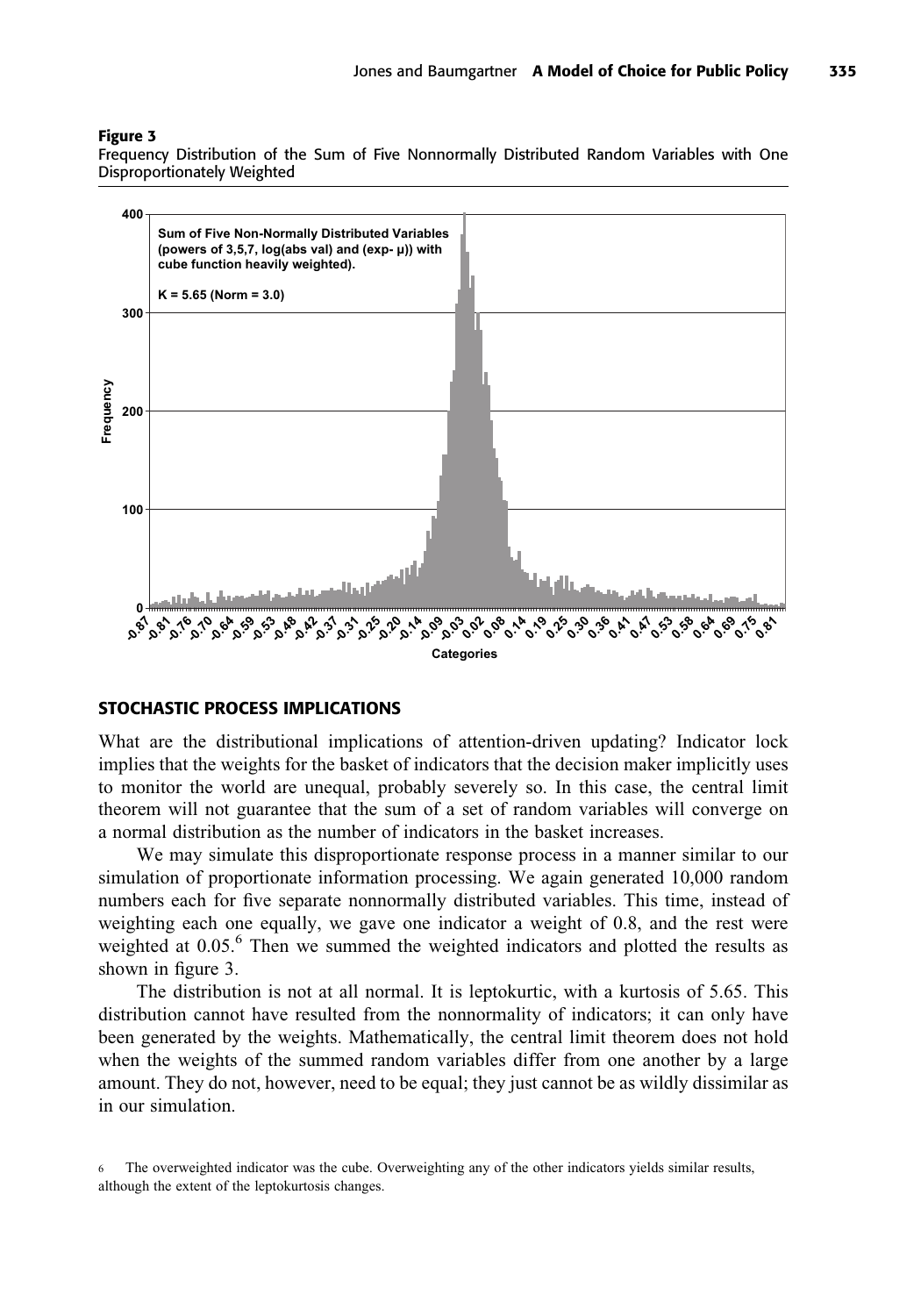**Figure 3**
Frequency Distribution of the Sum of Five Nonnormally Distributed Random Variables with One Disproportionately Weighted

## STOCHASTIC PROCESS IMPLICATIONS

What are the distributional implications of attention-driven updating? Indicator lock implies that the weights for the basket of indicators that the decision maker implicitly uses to monitor the world are unequal, probably severely so. In this case, the central limit theorem will not guarantee that the sum of a set of random variables will converge on a normal distribution as the number of indicators in the basket increases.

We may simulate this disproportionate response process in a manner similar to our simulation of proportionate information processing. We again generated 10,000 random numbers each for five separate nonnormally distributed variables. This time, instead of weighting each one equally, we gave one indicator a weight of 0.8, and the rest were weighted at 0.05.[6] Then we summed the weighted indicators and plotted the results as shown in figure 3.

The distribution is not at all normal. It is leptokurtic, with a kurtosis of 5.65. This distribution cannot have resulted from the nonnormality of indicators; it can only have been generated by the weights. Mathematically, the central limit theorem does not hold when the weights of the summed random variables differ from one another by a large amount. They do not, however, need to be equal; they just cannot be as wildly dissimilar as in our simulation.

6 The overweighted indicator was the cube. Overweighting any of the other indicators yields similar results, although the extent of the leptokurtosis changes.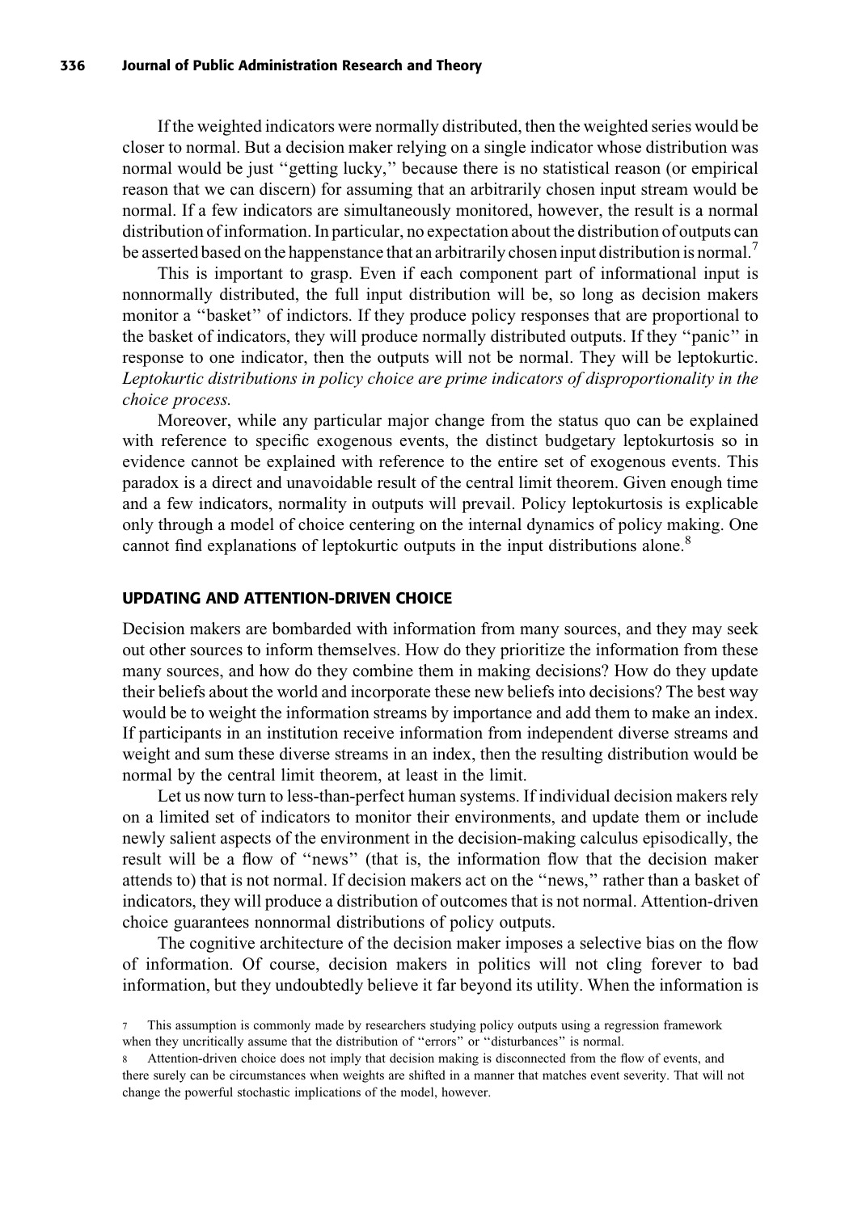If the weighted indicators were normally distributed, then the weighted series would be closer to normal. But a decision maker relying on a single indicator whose distribution was normal would be just ''getting lucky,'' because there is no statistical reason (or empirical reason that we can discern) for assuming that an arbitrarily chosen input stream would be normal. If a few indicators are simultaneously monitored, however, the result is a normal distribution of information. In particular, no expectation about the distribution of outputs can be asserted based on the happenstance that an arbitrarily chosen input distribution is normal.[7]

This is important to grasp. Even if each component part of informational input is nonnormally distributed, the full input distribution will be, so long as decision makers monitor a ''basket'' of indictors. If they produce policy responses that are proportional to the basket of indicators, they will produce normally distributed outputs. If they ''panic'' in response to one indicator, then the outputs will not be normal. They will be leptokurtic. *Leptokurtic distributions in policy choice are prime indicators of disproportionality in the choice process.*

Moreover, while any particular major change from the status quo can be explained with reference to specific exogenous events, the distinct budgetary leptokurtosis so in evidence cannot be explained with reference to the entire set of exogenous events. This paradox is a direct and unavoidable result of the central limit theorem. Given enough time and a few indicators, normality in outputs will prevail. Policy leptokurtosis is explicable only through a model of choice centering on the internal dynamics of policy making. One cannot find explanations of leptokurtic outputs in the input distributions alone.[8]

## UPDATING AND ATTENTION-DRIVEN CHOICE

Decision makers are bombarded with information from many sources, and they may seek out other sources to inform themselves. How do they prioritize the information from these many sources, and how do they combine them in making decisions? How do they update their beliefs about the world and incorporate these new beliefs into decisions? The best way would be to weight the information streams by importance and add them to make an index. If participants in an institution receive information from independent diverse streams and weight and sum these diverse streams in an index, then the resulting distribution would be normal by the central limit theorem, at least in the limit.

Let us now turn to less-than-perfect human systems. If individual decision makers rely on a limited set of indicators to monitor their environments, and update them or include newly salient aspects of the environment in the decision-making calculus episodically, the result will be a flow of ''news'' (that is, the information flow that the decision maker attends to) that is not normal. If decision makers act on the ''news,'' rather than a basket of indicators, they will produce a distribution of outcomes that is not normal. Attention-driven choice guarantees nonnormal distributions of policy outputs.

The cognitive architecture of the decision maker imposes a selective bias on the flow of information. Of course, decision makers in politics will not cling forever to bad information, but they undoubtedly believe it far beyond its utility. When the information is

7 This assumption is commonly made by researchers studying policy outputs using a regression framework when they uncritically assume that the distribution of ''errors'' or ''disturbances'' is normal.

8 Attention-driven choice does not imply that decision making is disconnected from the flow of events, and there surely can be circumstances when weights are shifted in a manner that matches event severity. That will not change the powerful stochastic implications of the model, however.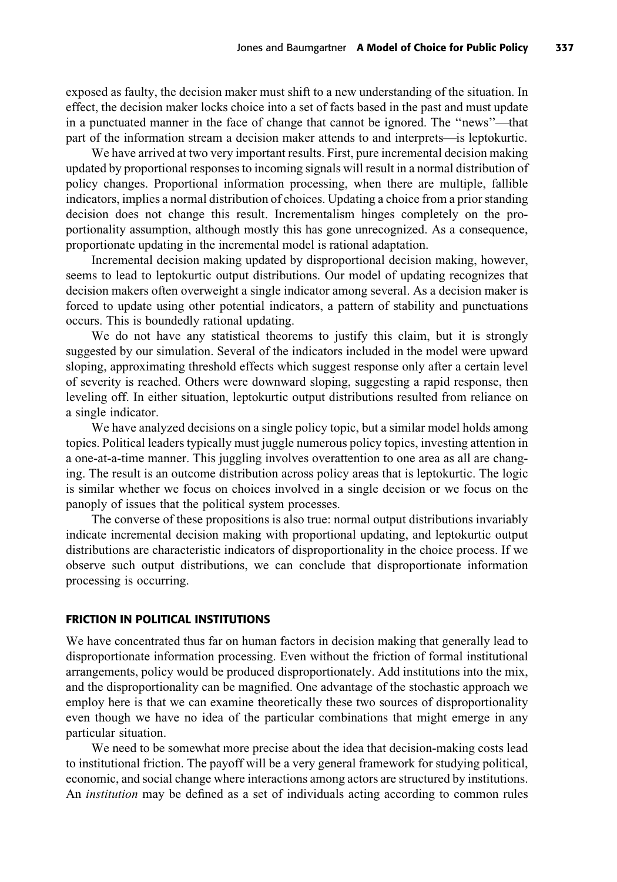exposed as faulty, the decision maker must shift to a new understanding of the situation. In effect, the decision maker locks choice into a set of facts based in the past and must update in a punctuated manner in the face of change that cannot be ignored. The "news"—that part of the information stream a decision maker attends to and interprets—is leptokurtic.

We have arrived at two very important results. First, pure incremental decision making updated by proportional responses to incoming signals will result in a normal distribution of policy changes. Proportional information processing, when there are multiple, fallible indicators, implies a normal distribution of choices. Updating a choice from a prior standing decision does not change this result. Incrementalism hinges completely on the proportionality assumption, although mostly this has gone unrecognized. As a consequence, proportionate updating in the incremental model is rational adaptation.

Incremental decision making updated by disproportional decision making, however, seems to lead to leptokurtic output distributions. Our model of updating recognizes that decision makers often overweight a single indicator among several. As a decision maker is forced to update using other potential indicators, a pattern of stability and punctuations occurs. This is boundedly rational updating.

We do not have any statistical theorems to justify this claim, but it is strongly suggested by our simulation. Several of the indicators included in the model were upward sloping, approximating threshold effects which suggest response only after a certain level of severity is reached. Others were downward sloping, suggesting a rapid response, then leveling off. In either situation, leptokurtic output distributions resulted from reliance on a single indicator.

We have analyzed decisions on a single policy topic, but a similar model holds among topics. Political leaders typically must juggle numerous policy topics, investing attention in a one-at-a-time manner. This juggling involves overattention to one area as all are changing. The result is an outcome distribution across policy areas that is leptokurtic. The logic is similar whether we focus on choices involved in a single decision or we focus on the panoply of issues that the political system processes.

The converse of these propositions is also true: normal output distributions invariably indicate incremental decision making with proportional updating, and leptokurtic output distributions are characteristic indicators of disproportionality in the choice process. If we observe such output distributions, we can conclude that disproportionate information processing is occurring.

## FRICTION IN POLITICAL INSTITUTIONS

We have concentrated thus far on human factors in decision making that generally lead to disproportionate information processing. Even without the friction of formal institutional arrangements, policy would be produced disproportionately. Add institutions into the mix, and the disproportionality can be magnified. One advantage of the stochastic approach we employ here is that we can examine theoretically these two sources of disproportionality even though we have no idea of the particular combinations that might emerge in any particular situation.

We need to be somewhat more precise about the idea that decision-making costs lead to institutional friction. The payoff will be a very general framework for studying political, economic, and social change where interactions among actors are structured by institutions. An *institution* may be defined as a set of individuals acting according to common rules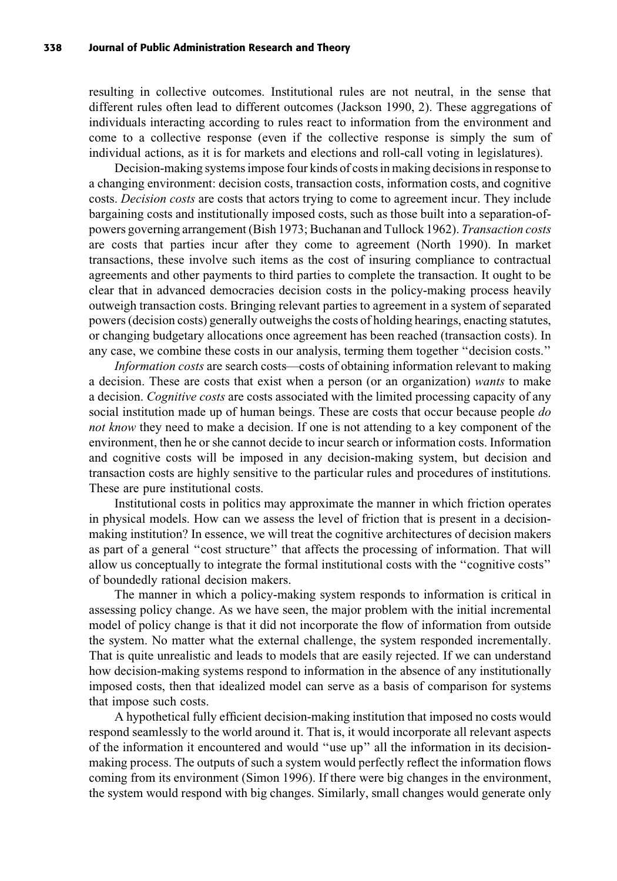resulting in collective outcomes. Institutional rules are not neutral, in the sense that different rules often lead to different outcomes (Jackson 1990, 2). These aggregations of individuals interacting according to rules react to information from the environment and come to a collective response (even if the collective response is simply the sum of individual actions, as it is for markets and elections and roll-call voting in legislatures).

Decision-making systems impose four kinds of costs in making decisions in response to a changing environment: decision costs, transaction costs, information costs, and cognitive costs. *Decision costs* are costs that actors trying to come to agreement incur. They include bargaining costs and institutionally imposed costs, such as those built into a separation-of-powers governing arrangement (Bish 1973; Buchanan and Tullock 1962). *Transaction costs* are costs that parties incur after they come to agreement (North 1990). In market transactions, these involve such items as the cost of insuring compliance to contractual agreements and other payments to third parties to complete the transaction. It ought to be clear that in advanced democracies decision costs in the policy-making process heavily outweigh transaction costs. Bringing relevant parties to agreement in a system of separated powers (decision costs) generally outweighs the costs of holding hearings, enacting statutes, or changing budgetary allocations once agreement has been reached (transaction costs). In any case, we combine these costs in our analysis, terming them together "decision costs."

*Information costs* are search costs—costs of obtaining information relevant to making a decision. These are costs that exist when a person (or an organization) *wants* to make a decision. *Cognitive costs* are costs associated with the limited processing capacity of any social institution made up of human beings. These are costs that occur because people *do not know* they need to make a decision. If one is not attending to a key component of the environment, then he or she cannot decide to incur search or information costs. Information and cognitive costs will be imposed in any decision-making system, but decision and transaction costs are highly sensitive to the particular rules and procedures of institutions. These are pure institutional costs.

Institutional costs in politics may approximate the manner in which friction operates in physical models. How can we assess the level of friction that is present in a decision-making institution? In essence, we will treat the cognitive architectures of decision makers as part of a general "cost structure" that affects the processing of information. That will allow us conceptually to integrate the formal institutional costs with the "cognitive costs" of boundedly rational decision makers.

The manner in which a policy-making system responds to information is critical in assessing policy change. As we have seen, the major problem with the initial incremental model of policy change is that it did not incorporate the flow of information from outside the system. No matter what the external challenge, the system responded incrementally. That is quite unrealistic and leads to models that are easily rejected. If we can understand how decision-making systems respond to information in the absence of any institutionally imposed costs, then that idealized model can serve as a basis of comparison for systems that impose such costs.

A hypothetical fully efficient decision-making institution that imposed no costs would respond seamlessly to the world around it. That is, it would incorporate all relevant aspects of the information it encountered and would "use up" all the information in its decision-making process. The outputs of such a system would perfectly reflect the information flows coming from its environment (Simon 1996). If there were big changes in the environment, the system would respond with big changes. Similarly, small changes would generate only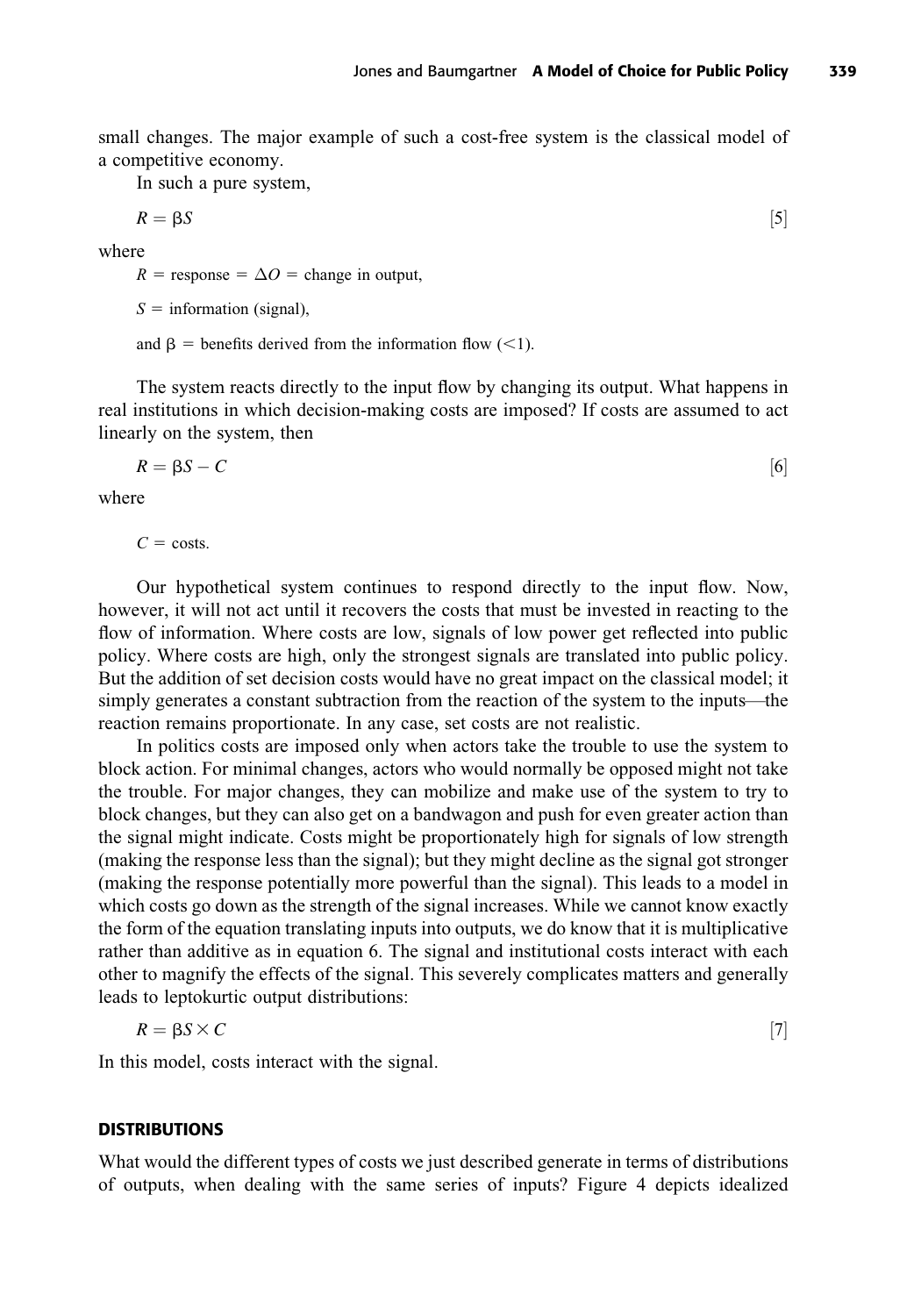small changes. The major example of such a cost-free system is the classical model of a competitive economy.

In such a pure system,

$$R = \beta S \qquad [5]$$

where

$R$ = response = $\Delta O$ = change in output,

$S$ = information (signal),

and $\beta$ = benefits derived from the information flow ($<1$).

The system reacts directly to the input flow by changing its output. What happens in real institutions in which decision-making costs are imposed? If costs are assumed to act linearly on the system, then

$$R = \beta S - C \qquad [6]$$

where

$C$ = costs.

Our hypothetical system continues to respond directly to the input flow. Now, however, it will not act until it recovers the costs that must be invested in reacting to the flow of information. Where costs are low, signals of low power get reflected into public policy. Where costs are high, only the strongest signals are translated into public policy. But the addition of set decision costs would have no great impact on the classical model; it simply generates a constant subtraction from the reaction of the system to the inputs—the reaction remains proportionate. In any case, set costs are not realistic.

In politics costs are imposed only when actors take the trouble to use the system to block action. For minimal changes, actors who would normally be opposed might not take the trouble. For major changes, they can mobilize and make use of the system to try to block changes, but they can also get on a bandwagon and push for even greater action than the signal might indicate. Costs might be proportionately high for signals of low strength (making the response less than the signal); but they might decline as the signal got stronger (making the response potentially more powerful than the signal). This leads to a model in which costs go down as the strength of the signal increases. While we cannot know exactly the form of the equation translating inputs into outputs, we do know that it is multiplicative rather than additive as in equation 6. The signal and institutional costs interact with each other to magnify the effects of the signal. This severely complicates matters and generally leads to leptokurtic output distributions:

$$R = \beta S \times C \qquad [7]$$

In this model, costs interact with the signal.

## DISTRIBUTIONS

What would the different types of costs we just described generate in terms of distributions of outputs, when dealing with the same series of inputs? Figure 4 depicts idealized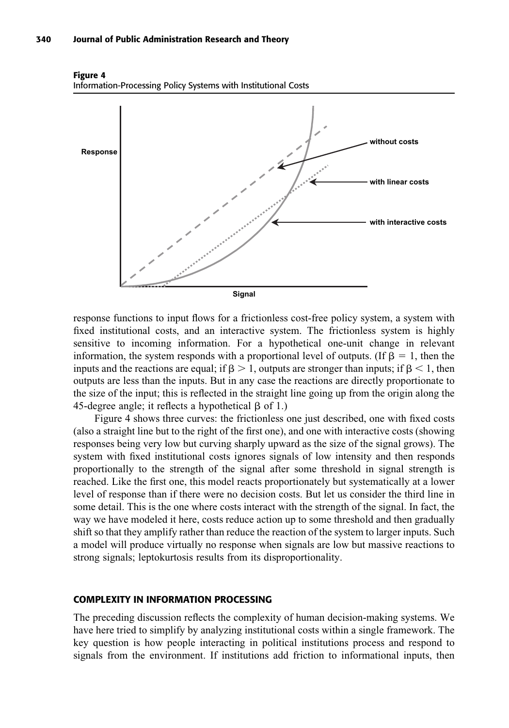**Figure 4**
Information-Processing Policy Systems with Institutional Costs

Response

Signal

without costs

with linear costs

with interactive costs

response functions to input flows for a frictionless cost-free policy system, a system with fixed institutional costs, and an interactive system. The frictionless system is highly sensitive to incoming information. For a hypothetical one-unit change in relevant information, the system responds with a proportional level of outputs. (If $\beta = 1$, then the inputs and the reactions are equal; if $\beta > 1$, outputs are stronger than inputs; if $\beta < 1$, then outputs are less than the inputs. But in any case the reactions are directly proportionate to the size of the input; this is reflected in the straight line going up from the origin along the 45-degree angle; it reflects a hypothetical $\beta$ of 1.)

Figure 4 shows three curves: the frictionless one just described, one with fixed costs (also a straight line but to the right of the first one), and one with interactive costs (showing responses being very low but curving sharply upward as the size of the signal grows). The system with fixed institutional costs ignores signals of low intensity and then responds proportionally to the strength of the signal after some threshold in signal strength is reached. Like the first one, this model reacts proportionately but systematically at a lower level of response than if there were no decision costs. But let us consider the third line in some detail. This is the one where costs interact with the strength of the signal. In fact, the way we have modeled it here, costs reduce action up to some threshold and then gradually shift so that they amplify rather than reduce the reaction of the system to larger inputs. Such a model will produce virtually no response when signals are low but massive reactions to strong signals; leptokurtosis results from its disproportionality.

## COMPLEXITY IN INFORMATION PROCESSING

The preceding discussion reflects the complexity of human decision-making systems. We have here tried to simplify by analyzing institutional costs within a single framework. The key question is how people interacting in political institutions process and respond to signals from the environment. If institutions add friction to informational inputs, then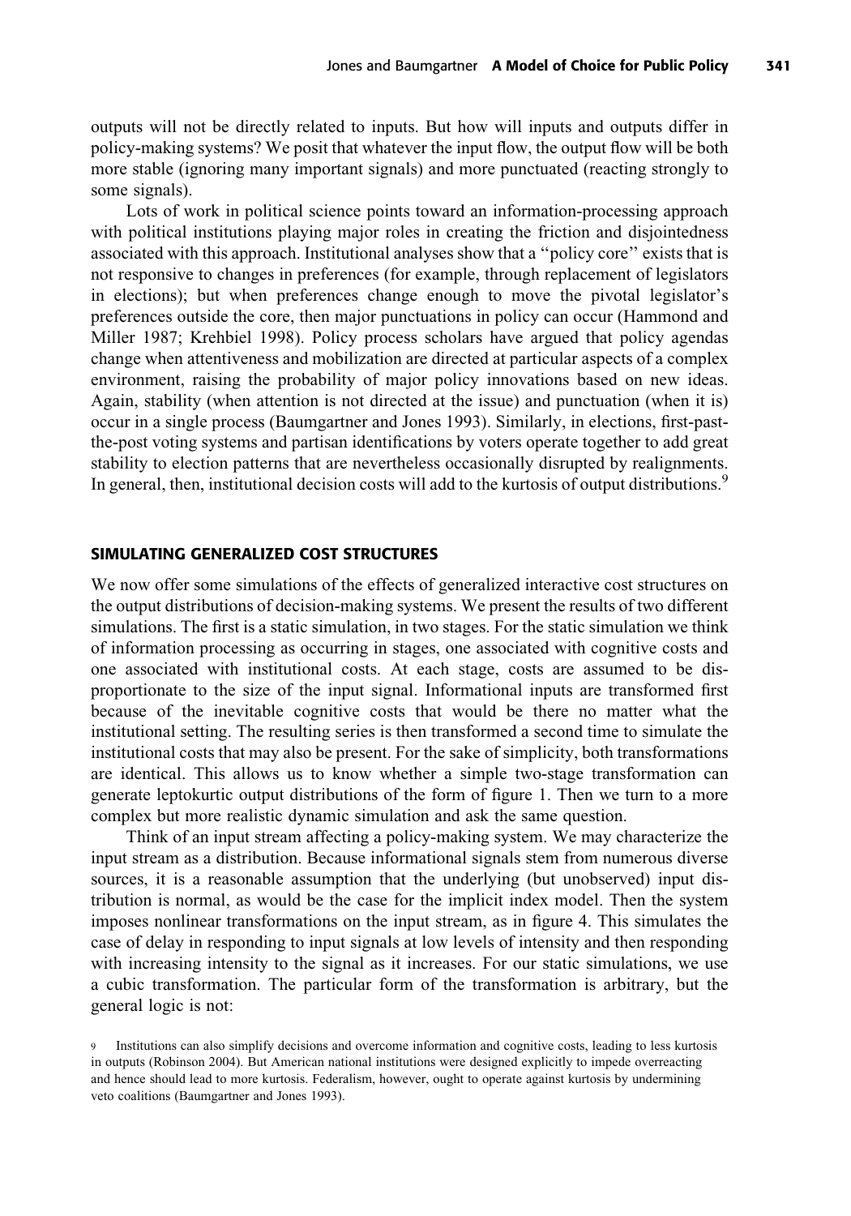outputs will not be directly related to inputs. But how will inputs and outputs differ in policy-making systems? We posit that whatever the input flow, the output flow will be both more stable (ignoring many important signals) and more punctuated (reacting strongly to some signals).

Lots of work in political science points toward an information-processing approach with political institutions playing major roles in creating the friction and disjointedness associated with this approach. Institutional analyses show that a ''policy core'' exists that is not responsive to changes in preferences (for example, through replacement of legislators in elections); but when preferences change enough to move the pivotal legislator's preferences outside the core, then major punctuations in policy can occur (Hammond and Miller 1987; Krehbiel 1998). Policy process scholars have argued that policy agendas change when attentiveness and mobilization are directed at particular aspects of a complex environment, raising the probability of major policy innovations based on new ideas. Again, stability (when attention is not directed at the issue) and punctuation (when it is) occur in a single process (Baumgartner and Jones 1993). Similarly, in elections, first-past-the-post voting systems and partisan identifications by voters operate together to add great stability to election patterns that are nevertheless occasionally disrupted by realignments. In general, then, institutional decision costs will add to the kurtosis of output distributions.[9]

## SIMULATING GENERALIZED COST STRUCTURES

We now offer some simulations of the effects of generalized interactive cost structures on the output distributions of decision-making systems. We present the results of two different simulations. The first is a static simulation, in two stages. For the static simulation we think of information processing as occurring in stages, one associated with cognitive costs and one associated with institutional costs. At each stage, costs are assumed to be disproportionate to the size of the input signal. Informational inputs are transformed first because of the inevitable cognitive costs that would be there no matter what the institutional setting. The resulting series is then transformed a second time to simulate the institutional costs that may also be present. For the sake of simplicity, both transformations are identical. This allows us to know whether a simple two-stage transformation can generate leptokurtic output distributions of the form of figure 1. Then we turn to a more complex but more realistic dynamic simulation and ask the same question.

Think of an input stream affecting a policy-making system. We may characterize the input stream as a distribution. Because informational signals stem from numerous diverse sources, it is a reasonable assumption that the underlying (but unobserved) input distribution is normal, as would be the case for the implicit index model. Then the system imposes nonlinear transformations on the input stream, as in figure 4. This simulates the case of delay in responding to input signals at low levels of intensity and then responding with increasing intensity to the signal as it increases. For our static simulations, we use a cubic transformation. The particular form of the transformation is arbitrary, but the general logic is not:

[9] Institutions can also simplify decisions and overcome information and cognitive costs, leading to less kurtosis in outputs (Robinson 2004). But American national institutions were designed explicitly to impede overreacting and hence should lead to more kurtosis. Federalism, however, ought to operate against kurtosis by undermining veto coalitions (Baumgartner and Jones 1993).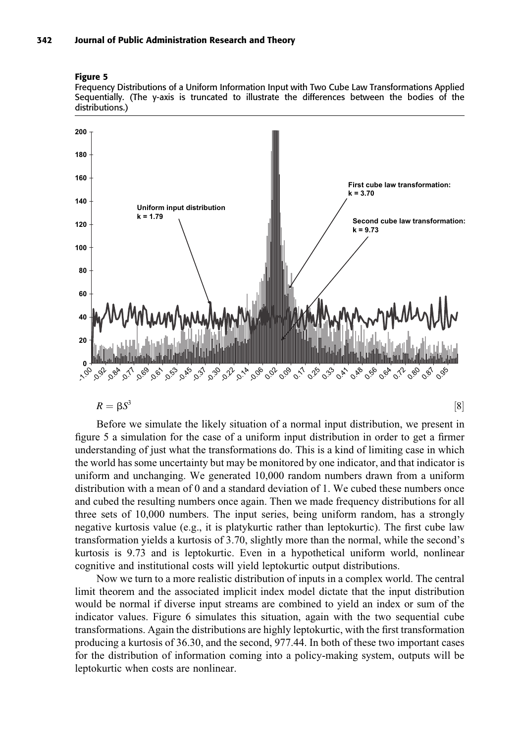**Figure 5**

Frequency Distributions of a Uniform Information Input with Two Cube Law Transformations Applied Sequentially. (The y-axis is truncated to illustrate the differences between the bodies of the distributions.)

$$R = \beta S^3 \qquad [8]$$

Before we simulate the likely situation of a normal input distribution, we present in figure 5 a simulation for the case of a uniform input distribution in order to get a firmer understanding of just what the transformations do. This is a kind of limiting case in which the world has some uncertainty but may be monitored by one indicator, and that indicator is uniform and unchanging. We generated 10,000 random numbers drawn from a uniform distribution with a mean of 0 and a standard deviation of 1. We cubed these numbers once and cubed the resulting numbers once again. Then we made frequency distributions for all three sets of 10,000 numbers. The input series, being uniform random, has a strongly negative kurtosis value (e.g., it is platykurtic rather than leptokurtic). The first cube law transformation yields a kurtosis of 3.70, slightly more than the normal, while the second's kurtosis is 9.73 and is leptokurtic. Even in a hypothetical uniform world, nonlinear cognitive and institutional costs will yield leptokurtic output distributions.

Now we turn to a more realistic distribution of inputs in a complex world. The central limit theorem and the associated implicit index model dictate that the input distribution would be normal if diverse input streams are combined to yield an index or sum of the indicator values. Figure 6 simulates this situation, again with the two sequential cube transformations. Again the distributions are highly leptokurtic, with the first transformation producing a kurtosis of 36.30, and the second, 977.44. In both of these two important cases for the distribution of information coming into a policy-making system, outputs will be leptokurtic when costs are nonlinear.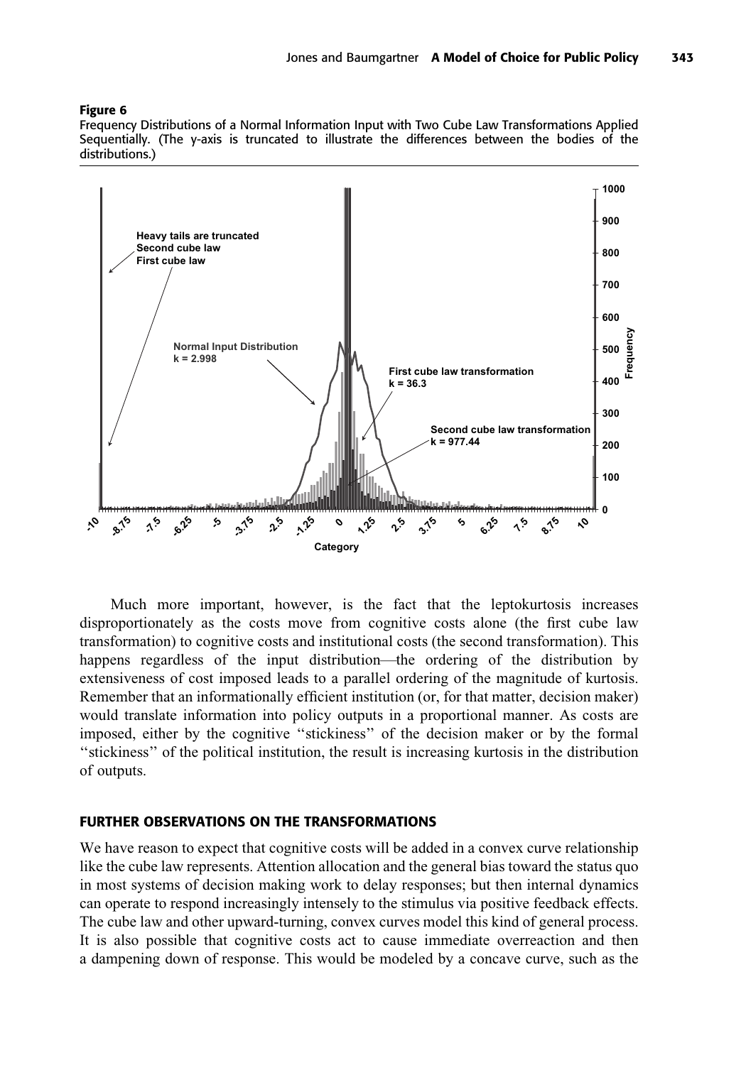**Figure 6**

Frequency Distributions of a Normal Information Input with Two Cube Law Transformations Applied Sequentially. (The y-axis is truncated to illustrate the differences between the bodies of the distributions.)

Much more important, however, is the fact that the leptokurtosis increases disproportionately as the costs move from cognitive costs alone (the first cube law transformation) to cognitive costs and institutional costs (the second transformation). This happens regardless of the input distribution—the ordering of the distribution by extensiveness of cost imposed leads to a parallel ordering of the magnitude of kurtosis. Remember that an informationally efficient institution (or, for that matter, decision maker) would translate information into policy outputs in a proportional manner. As costs are imposed, either by the cognitive ''stickiness'' of the decision maker or by the formal ''stickiness'' of the political institution, the result is increasing kurtosis in the distribution of outputs.

## FURTHER OBSERVATIONS ON THE TRANSFORMATIONS

We have reason to expect that cognitive costs will be added in a convex curve relationship like the cube law represents. Attention allocation and the general bias toward the status quo in most systems of decision making work to delay responses; but then internal dynamics can operate to respond increasingly intensely to the stimulus via positive feedback effects. The cube law and other upward-turning, convex curves model this kind of general process. It is also possible that cognitive costs act to cause immediate overreaction and then a dampening down of response. This would be modeled by a concave curve, such as the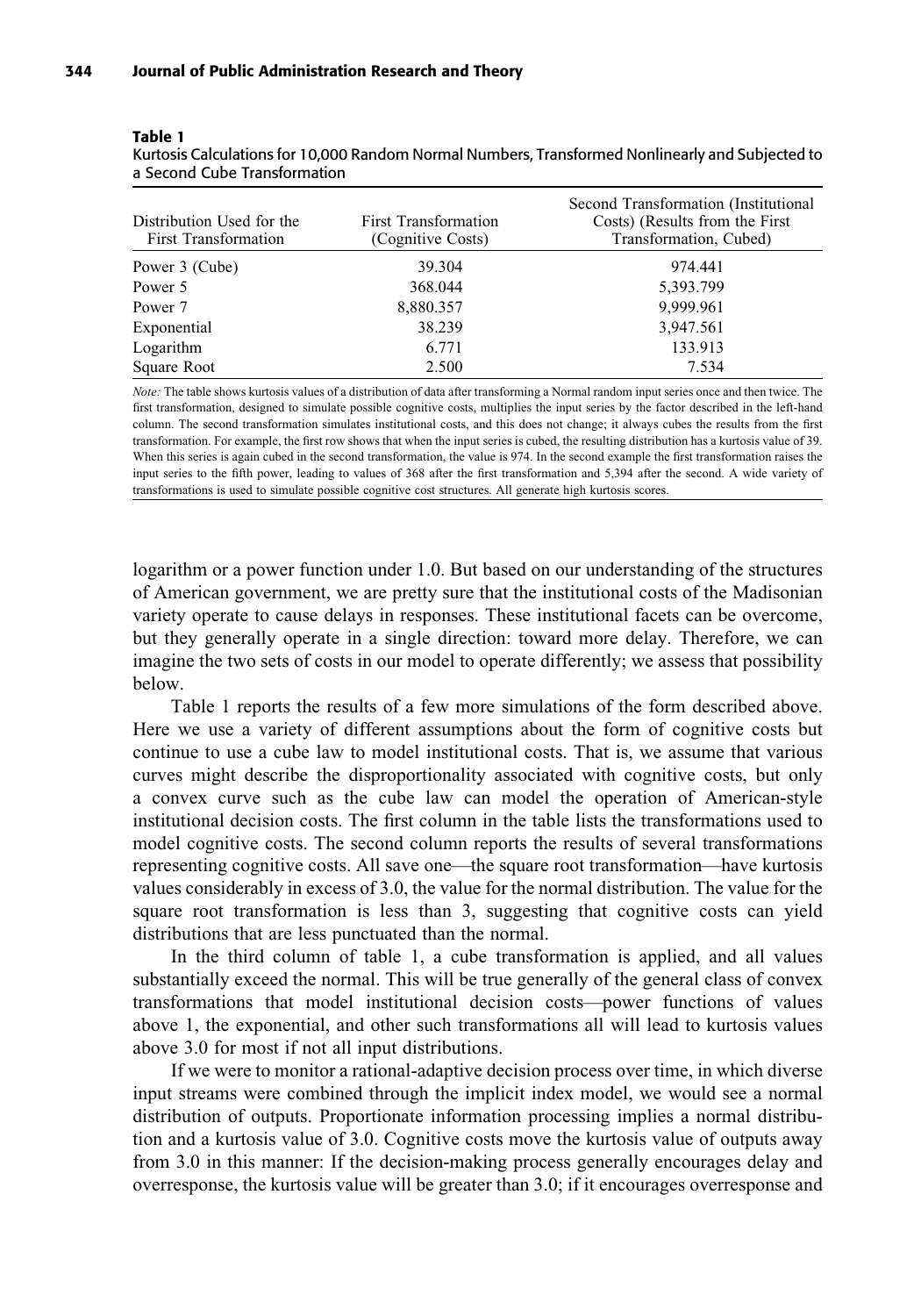**Table 1**
Kurtosis Calculations for 10,000 Random Normal Numbers, Transformed Nonlinearly and Subjected to a Second Cube Transformation

| Distribution Used for the First Transformation | First Transformation (Cognitive Costs) | Second Transformation (Institutional Costs) (Results from the First Transformation, Cubed) |
|---|---|---|
| Power 3 (Cube) | 39.304 | 974.441 |
| Power 5 | 368.044 | 5,393.799 |
| Power 7 | 8,880.357 | 9,999.961 |
| Exponential | 38.239 | 3,947.561 |
| Logarithm | 6.771 | 133.913 |
| Square Root | 2.500 | 7.534 |

*Note:* The table shows kurtosis values of a distribution of data after transforming a Normal random input series once and then twice. The first transformation, designed to simulate possible cognitive costs, multiplies the input series by the factor described in the left-hand column. The second transformation simulates institutional costs, and this does not change; it always cubes the results from the first transformation. For example, the first row shows that when the input series is cubed, the resulting distribution has a kurtosis value of 39. When this series is again cubed in the second transformation, the value is 974. In the second example the first transformation raises the input series to the fifth power, leading to values of 368 after the first transformation and 5,394 after the second. A wide variety of transformations is used to simulate possible cognitive cost structures. All generate high kurtosis scores.

logarithm or a power function under 1.0. But based on our understanding of the structures of American government, we are pretty sure that the institutional costs of the Madisonian variety operate to cause delays in responses. These institutional facets can be overcome, but they generally operate in a single direction: toward more delay. Therefore, we can imagine the two sets of costs in our model to operate differently; we assess that possibility below.

Table 1 reports the results of a few more simulations of the form described above. Here we use a variety of different assumptions about the form of cognitive costs but continue to use a cube law to model institutional costs. That is, we assume that various curves might describe the disproportionality associated with cognitive costs, but only a convex curve such as the cube law can model the operation of American-style institutional decision costs. The first column in the table lists the transformations used to model cognitive costs. The second column reports the results of several transformations representing cognitive costs. All save one—the square root transformation—have kurtosis values considerably in excess of 3.0, the value for the normal distribution. The value for the square root transformation is less than 3, suggesting that cognitive costs can yield distributions that are less punctuated than the normal.

In the third column of table 1, a cube transformation is applied, and all values substantially exceed the normal. This will be true generally of the general class of convex transformations that model institutional decision costs—power functions of values above 1, the exponential, and other such transformations all will lead to kurtosis values above 3.0 for most if not all input distributions.

If we were to monitor a rational-adaptive decision process over time, in which diverse input streams were combined through the implicit index model, we would see a normal distribution of outputs. Proportionate information processing implies a normal distribution and a kurtosis value of 3.0. Cognitive costs move the kurtosis value of outputs away from 3.0 in this manner: If the decision-making process generally encourages delay and overresponse, the kurtosis value will be greater than 3.0; if it encourages overresponse and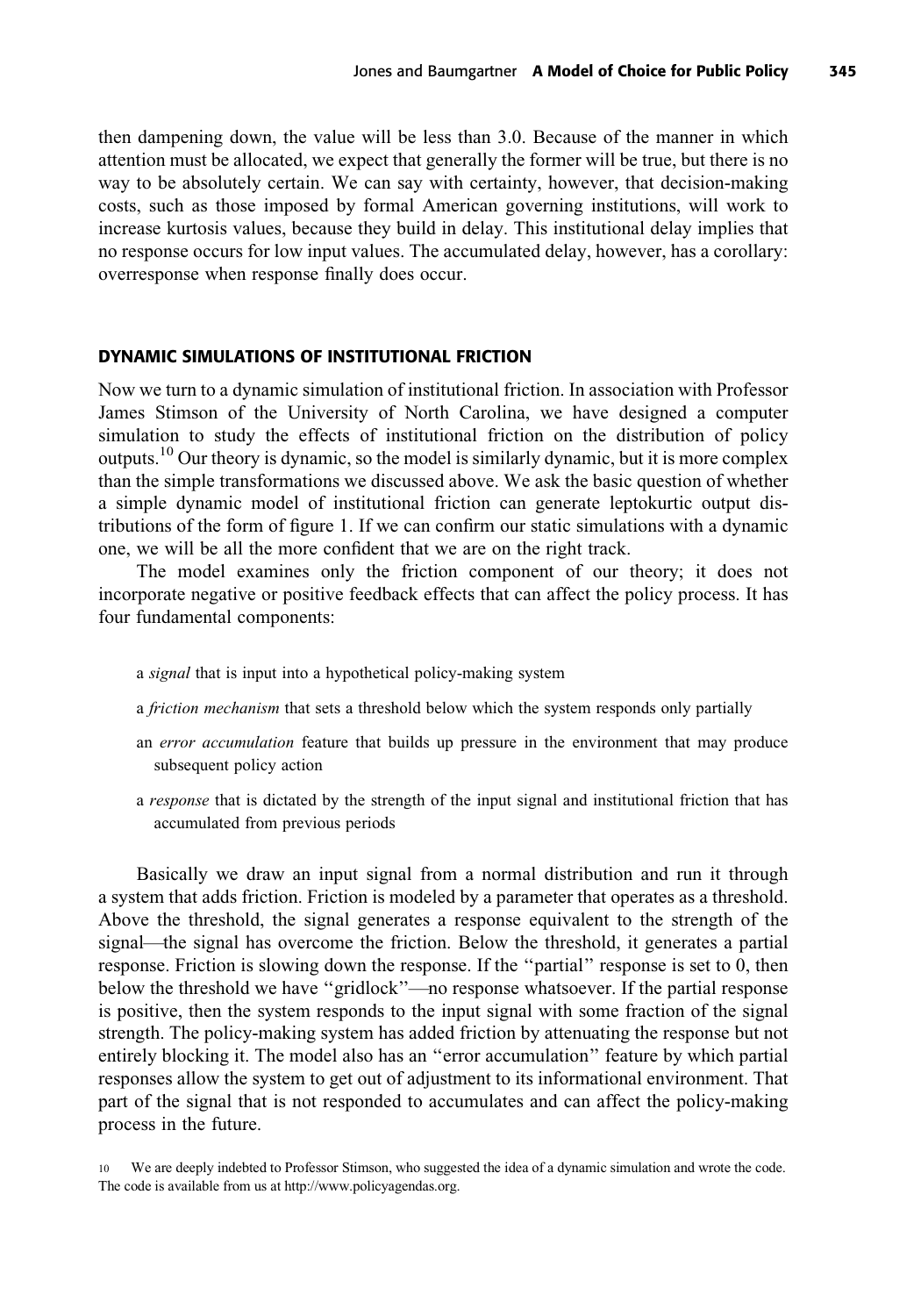then dampening down, the value will be less than 3.0. Because of the manner in which attention must be allocated, we expect that generally the former will be true, but there is no way to be absolutely certain. We can say with certainty, however, that decision-making costs, such as those imposed by formal American governing institutions, will work to increase kurtosis values, because they build in delay. This institutional delay implies that no response occurs for low input values. The accumulated delay, however, has a corollary: overresponse when response finally does occur.

## DYNAMIC SIMULATIONS OF INSTITUTIONAL FRICTION

Now we turn to a dynamic simulation of institutional friction. In association with Professor James Stimson of the University of North Carolina, we have designed a computer simulation to study the effects of institutional friction on the distribution of policy outputs.[10] Our theory is dynamic, so the model is similarly dynamic, but it is more complex than the simple transformations we discussed above. We ask the basic question of whether a simple dynamic model of institutional friction can generate leptokurtic output distributions of the form of figure 1. If we can confirm our static simulations with a dynamic one, we will be all the more confident that we are on the right track.

The model examines only the friction component of our theory; it does not incorporate negative or positive feedback effects that can affect the policy process. It has four fundamental components:

- a *signal* that is input into a hypothetical policy-making system
- a *friction mechanism* that sets a threshold below which the system responds only partially
- an *error accumulation* feature that builds up pressure in the environment that may produce subsequent policy action
- a *response* that is dictated by the strength of the input signal and institutional friction that has accumulated from previous periods

Basically we draw an input signal from a normal distribution and run it through a system that adds friction. Friction is modeled by a parameter that operates as a threshold. Above the threshold, the signal generates a response equivalent to the strength of the signal—the signal has overcome the friction. Below the threshold, it generates a partial response. Friction is slowing down the response. If the "partial" response is set to 0, then below the threshold we have "gridlock"—no response whatsoever. If the partial response is positive, then the system responds to the input signal with some fraction of the signal strength. The policy-making system has added friction by attenuating the response but not entirely blocking it. The model also has an "error accumulation" feature by which partial responses allow the system to get out of adjustment to its informational environment. That part of the signal that is not responded to accumulates and can affect the policy-making process in the future.

10 We are deeply indebted to Professor Stimson, who suggested the idea of a dynamic simulation and wrote the code. The code is available from us at http://www.policyagendas.org.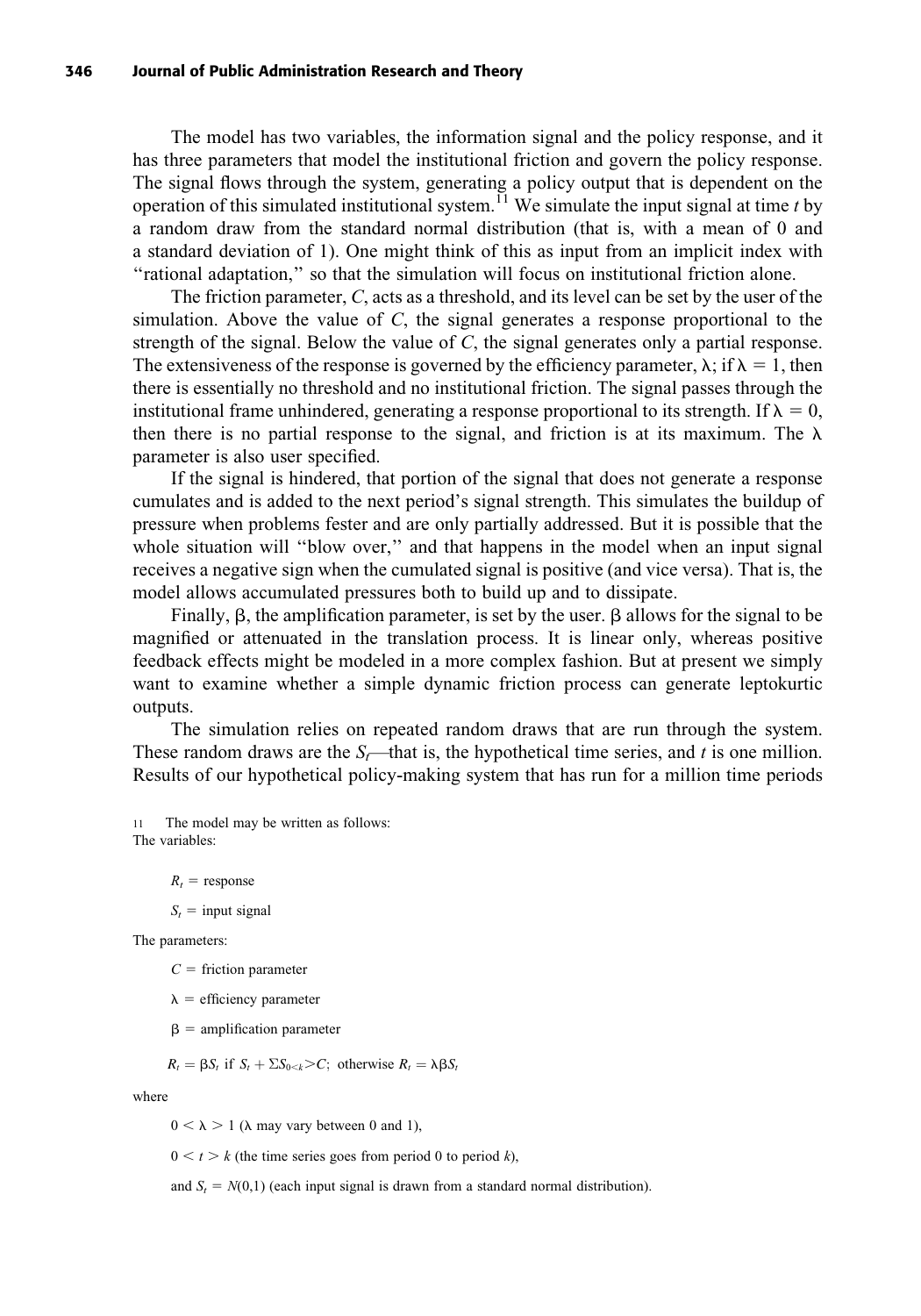The model has two variables, the information signal and the policy response, and it has three parameters that model the institutional friction and govern the policy response. The signal flows through the system, generating a policy output that is dependent on the operation of this simulated institutional system.[11] We simulate the input signal at time $t$ by a random draw from the standard normal distribution (that is, with a mean of 0 and a standard deviation of 1). One might think of this as input from an implicit index with "rational adaptation," so that the simulation will focus on institutional friction alone.

The friction parameter, $C$, acts as a threshold, and its level can be set by the user of the simulation. Above the value of $C$, the signal generates a response proportional to the strength of the signal. Below the value of $C$, the signal generates only a partial response. The extensiveness of the response is governed by the efficiency parameter, $\lambda$; if $\lambda = 1$, then there is essentially no threshold and no institutional friction. The signal passes through the institutional frame unhindered, generating a response proportional to its strength. If $\lambda = 0$, then there is no partial response to the signal, and friction is at its maximum. The $\lambda$ parameter is also user specified.

If the signal is hindered, that portion of the signal that does not generate a response cumulates and is added to the next period's signal strength. This simulates the buildup of pressure when problems fester and are only partially addressed. But it is possible that the whole situation will "blow over," and that happens in the model when an input signal receives a negative sign when the cumulated signal is positive (and vice versa). That is, the model allows accumulated pressures both to build up and to dissipate.

Finally, $\beta$, the amplification parameter, is set by the user. $\beta$ allows for the signal to be magnified or attenuated in the translation process. It is linear only, whereas positive feedback effects might be modeled in a more complex fashion. But at present we simply want to examine whether a simple dynamic friction process can generate leptokurtic outputs.

The simulation relies on repeated random draws that are run through the system. These random draws are the $S_t$—that is, the hypothetical time series, and $t$ is one million. Results of our hypothetical policy-making system that has run for a million time periods

---

[11] The model may be written as follows:
The variables:

$R_t$ = response

$S_t$ = input signal

The parameters:

$C$ = friction parameter

$\lambda$ = efficiency parameter

$\beta$ = amplification parameter

$$R_t = \beta S_t \text{ if } S_t + \Sigma S_{0<k} > C; \text{ otherwise } R_t = \lambda \beta S_t$$

where

$0 < \lambda > 1$ ($\lambda$ may vary between 0 and 1),

$0 < t > k$ (the time series goes from period 0 to period $k$),

and $S_t = N(0,1)$ (each input signal is drawn from a standard normal distribution).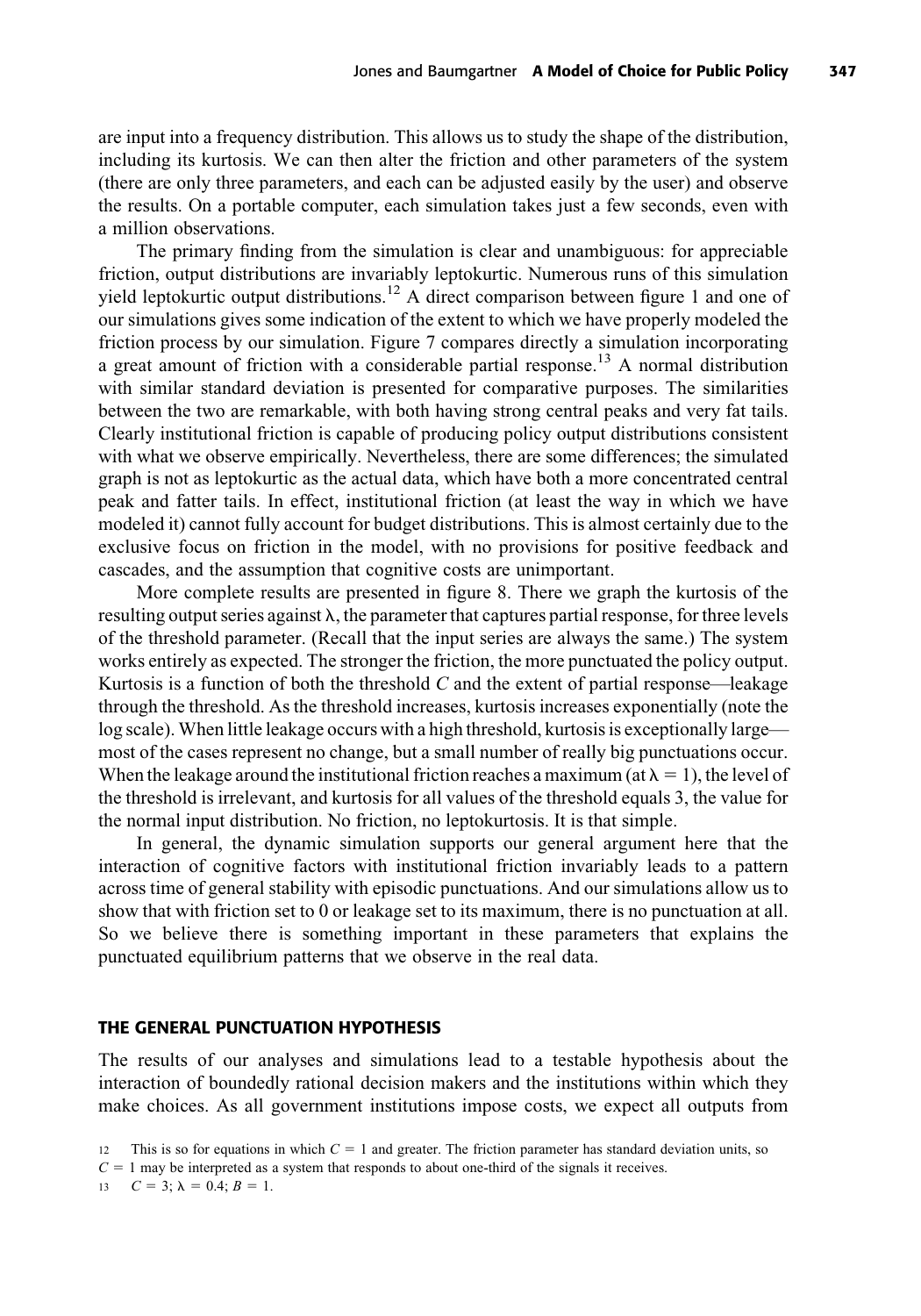are input into a frequency distribution. This allows us to study the shape of the distribution, including its kurtosis. We can then alter the friction and other parameters of the system (there are only three parameters, and each can be adjusted easily by the user) and observe the results. On a portable computer, each simulation takes just a few seconds, even with a million observations.

The primary finding from the simulation is clear and unambiguous: for appreciable friction, output distributions are invariably leptokurtic. Numerous runs of this simulation yield leptokurtic output distributions.[12] A direct comparison between figure 1 and one of our simulations gives some indication of the extent to which we have properly modeled the friction process by our simulation. Figure 7 compares directly a simulation incorporating a great amount of friction with a considerable partial response.[13] A normal distribution with similar standard deviation is presented for comparative purposes. The similarities between the two are remarkable, with both having strong central peaks and very fat tails. Clearly institutional friction is capable of producing policy output distributions consistent with what we observe empirically. Nevertheless, there are some differences; the simulated graph is not as leptokurtic as the actual data, which have both a more concentrated central peak and fatter tails. In effect, institutional friction (at least the way in which we have modeled it) cannot fully account for budget distributions. This is almost certainly due to the exclusive focus on friction in the model, with no provisions for positive feedback and cascades, and the assumption that cognitive costs are unimportant.

More complete results are presented in figure 8. There we graph the kurtosis of the resulting output series against $\lambda$, the parameter that captures partial response, for three levels of the threshold parameter. (Recall that the input series are always the same.) The system works entirely as expected. The stronger the friction, the more punctuated the policy output. Kurtosis is a function of both the threshold $C$ and the extent of partial response—leakage through the threshold. As the threshold increases, kurtosis increases exponentially (note the log scale). When little leakage occurs with a high threshold, kurtosis is exceptionally large—most of the cases represent no change, but a small number of really big punctuations occur. When the leakage around the institutional friction reaches a maximum (at $\lambda = 1$), the level of the threshold is irrelevant, and kurtosis for all values of the threshold equals 3, the value for the normal input distribution. No friction, no leptokurtosis. It is that simple.

In general, the dynamic simulation supports our general argument here that the interaction of cognitive factors with institutional friction invariably leads to a pattern across time of general stability with episodic punctuations. And our simulations allow us to show that with friction set to 0 or leakage set to its maximum, there is no punctuation at all. So we believe there is something important in these parameters that explains the punctuated equilibrium patterns that we observe in the real data.

## THE GENERAL PUNCTUATION HYPOTHESIS

The results of our analyses and simulations lead to a testable hypothesis about the interaction of boundedly rational decision makers and the institutions within which they make choices. As all government institutions impose costs, we expect all outputs from

[12] This is so for equations in which $C = 1$ and greater. The friction parameter has standard deviation units, so $C = 1$ may be interpreted as a system that responds to about one-third of the signals it receives.

[13] $C = 3$; $\lambda = 0.4$; $B = 1$.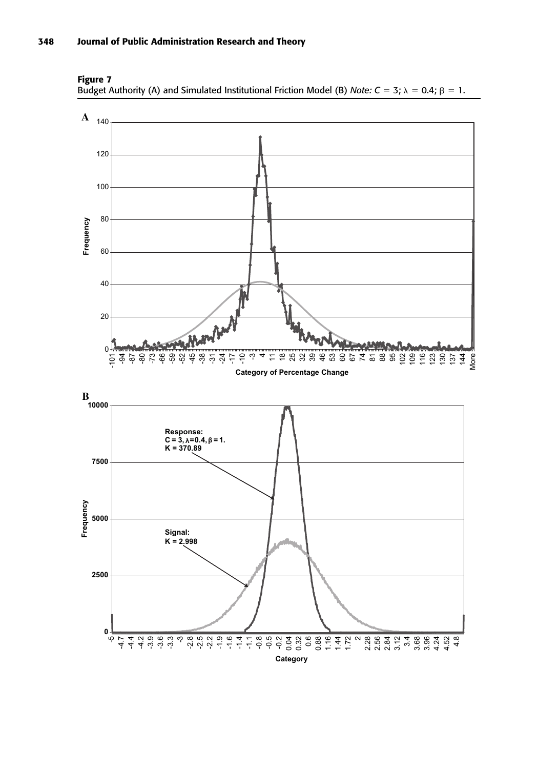**Figure 7**
Budget Authority (A) and Simulated Institutional Friction Model (B) *Note:* $C = 3$; $\lambda = 0.4$; $\beta = 1$.

**A**

**B**

Response:
$C = 3, \lambda = 0.4, \beta = 1$.
$K = 370.89$

Signal:
$K = 2.998$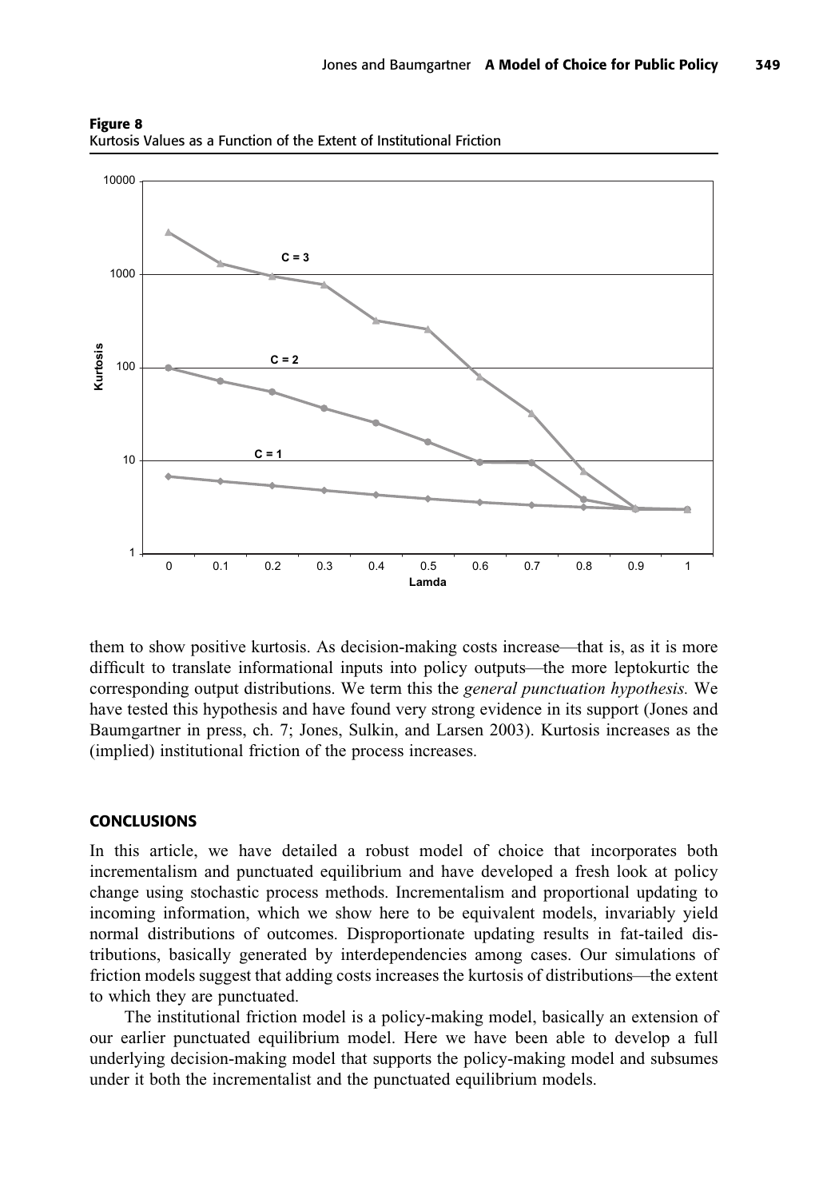**Figure 8**
Kurtosis Values as a Function of the Extent of Institutional Friction

them to show positive kurtosis. As decision-making costs increase—that is, as it is more difficult to translate informational inputs into policy outputs—the more leptokurtic the corresponding output distributions. We term this the *general punctuation hypothesis.* We have tested this hypothesis and have found very strong evidence in its support (Jones and Baumgartner in press, ch. 7; Jones, Sulkin, and Larsen 2003). Kurtosis increases as the (implied) institutional friction of the process increases.

## CONCLUSIONS

In this article, we have detailed a robust model of choice that incorporates both incrementalism and punctuated equilibrium and have developed a fresh look at policy change using stochastic process methods. Incrementalism and proportional updating to incoming information, which we show here to be equivalent models, invariably yield normal distributions of outcomes. Disproportionate updating results in fat-tailed distributions, basically generated by interdependencies among cases. Our simulations of friction models suggest that adding costs increases the kurtosis of distributions—the extent to which they are punctuated.

The institutional friction model is a policy-making model, basically an extension of our earlier punctuated equilibrium model. Here we have been able to develop a full underlying decision-making model that supports the policy-making model and subsumes under it both the incrementalist and the punctuated equilibrium models.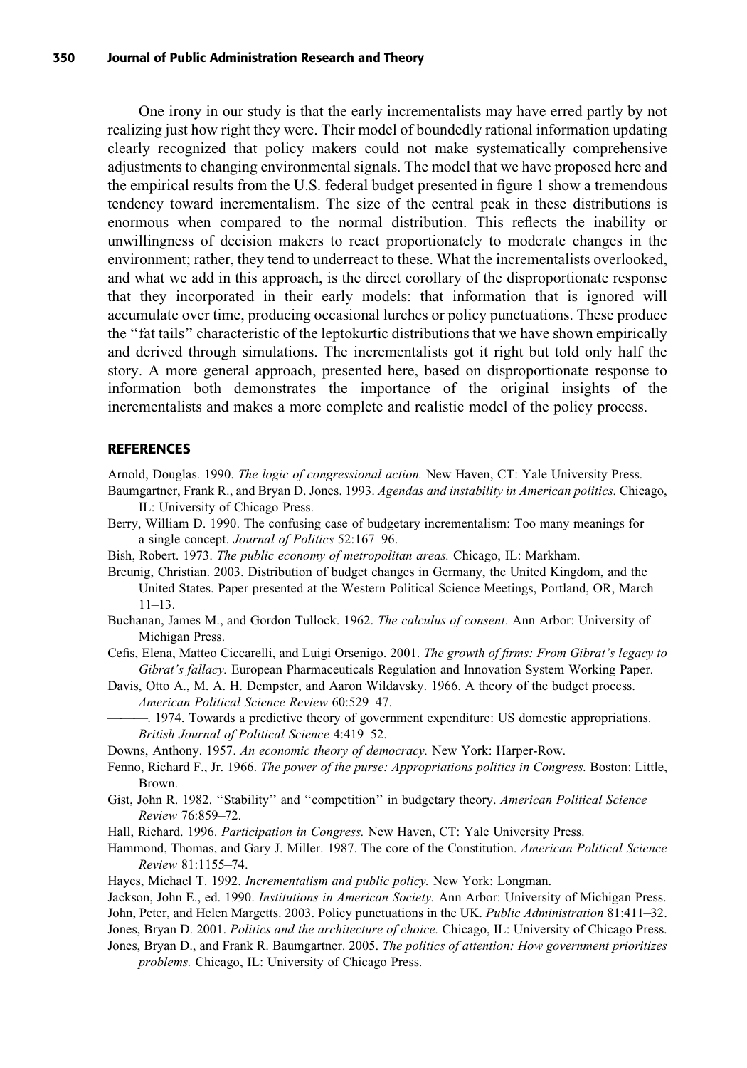One irony in our study is that the early incrementalists may have erred partly by not realizing just how right they were. Their model of boundedly rational information updating clearly recognized that policy makers could not make systematically comprehensive adjustments to changing environmental signals. The model that we have proposed here and the empirical results from the U.S. federal budget presented in figure 1 show a tremendous tendency toward incrementalism. The size of the central peak in these distributions is enormous when compared to the normal distribution. This reflects the inability or unwillingness of decision makers to react proportionately to moderate changes in the environment; rather, they tend to underreact to these. What the incrementalists overlooked, and what we add in this approach, is the direct corollary of the disproportionate response that they incorporated in their early models: that information that is ignored will accumulate over time, producing occasional lurches or policy punctuations. These produce the ''fat tails'' characteristic of the leptokurtic distributions that we have shown empirically and derived through simulations. The incrementalists got it right but told only half the story. A more general approach, presented here, based on disproportionate response to information both demonstrates the importance of the original insights of the incrementalists and makes a more complete and realistic model of the policy process.

## REFERENCES

Arnold, Douglas. 1990. *The logic of congressional action.* New Haven, CT: Yale University Press.

Baumgartner, Frank R., and Bryan D. Jones. 1993. *Agendas and instability in American politics.* Chicago, IL: University of Chicago Press.

Berry, William D. 1990. The confusing case of budgetary incrementalism: Too many meanings for a single concept. *Journal of Politics* 52:167–96.

Bish, Robert. 1973. *The public economy of metropolitan areas.* Chicago, IL: Markham.

Breunig, Christian. 2003. Distribution of budget changes in Germany, the United Kingdom, and the United States. Paper presented at the Western Political Science Meetings, Portland, OR, March 11–13.

Buchanan, James M., and Gordon Tullock. 1962. *The calculus of consent*. Ann Arbor: University of Michigan Press.

Cefis, Elena, Matteo Ciccarelli, and Luigi Orsenigo. 2001. *The growth of firms: From Gibrat's legacy to Gibrat's fallacy.* European Pharmaceuticals Regulation and Innovation System Working Paper.

Davis, Otto A., M. A. H. Dempster, and Aaron Wildavsky. 1966. A theory of the budget process. *American Political Science Review* 60:529–47.

———. 1974. Towards a predictive theory of government expenditure: US domestic appropriations. *British Journal of Political Science* 4:419–52.

Downs, Anthony. 1957. *An economic theory of democracy.* New York: Harper-Row.

Fenno, Richard F., Jr. 1966. *The power of the purse: Appropriations politics in Congress.* Boston: Little, Brown.

Gist, John R. 1982. ''Stability'' and ''competition'' in budgetary theory. *American Political Science Review* 76:859–72.

Hall, Richard. 1996. *Participation in Congress.* New Haven, CT: Yale University Press.

Hammond, Thomas, and Gary J. Miller. 1987. The core of the Constitution. *American Political Science Review* 81:1155–74.

Hayes, Michael T. 1992. *Incrementalism and public policy.* New York: Longman.

Jackson, John E., ed. 1990. *Institutions in American Society.* Ann Arbor: University of Michigan Press.

John, Peter, and Helen Margetts. 2003. Policy punctuations in the UK. *Public Administration* 81:411–32.

Jones, Bryan D. 2001. *Politics and the architecture of choice.* Chicago, IL: University of Chicago Press.

Jones, Bryan D., and Frank R. Baumgartner. 2005. *The politics of attention: How government prioritizes problems.* Chicago, IL: University of Chicago Press.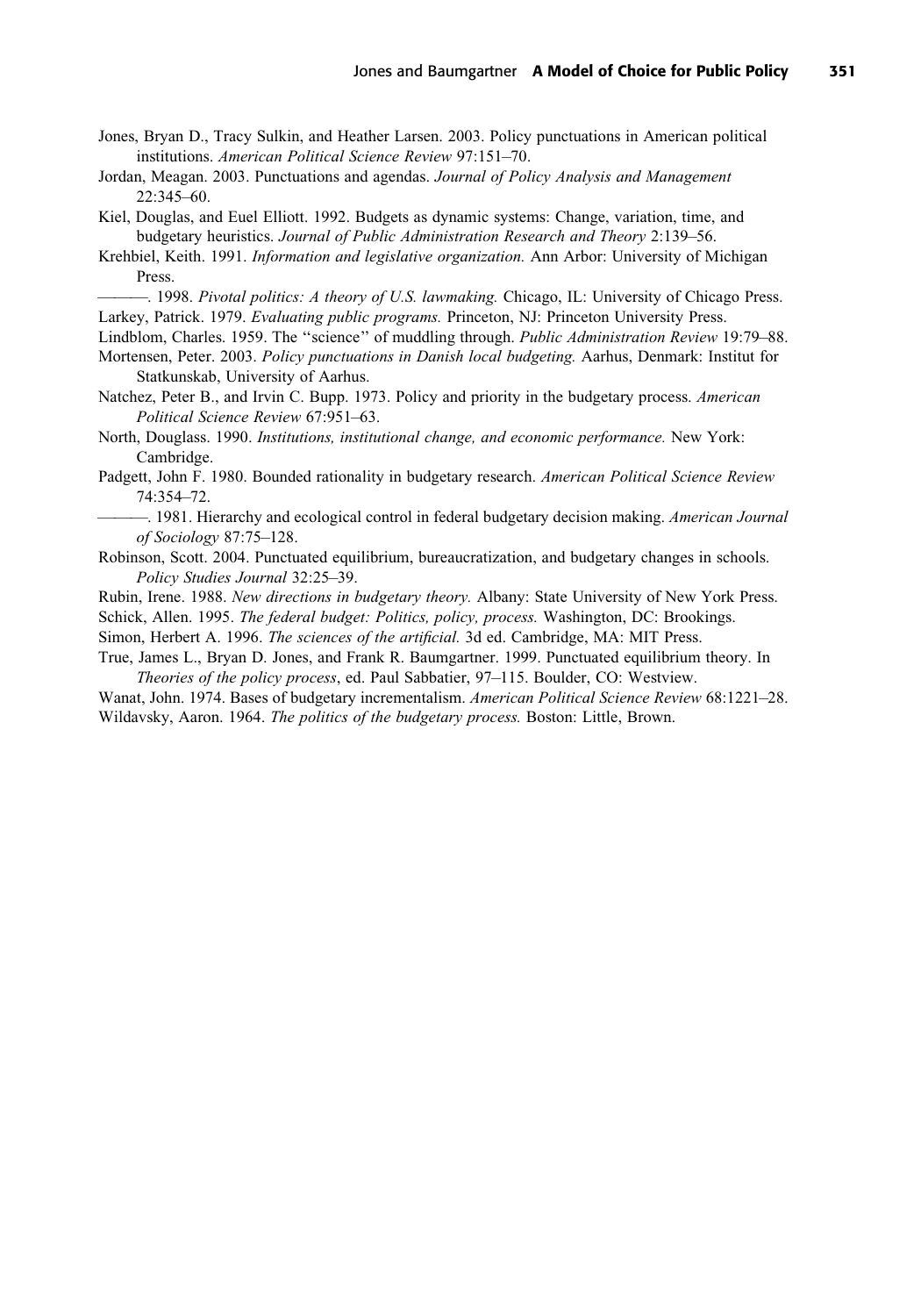Jones, Bryan D., Tracy Sulkin, and Heather Larsen. 2003. Policy punctuations in American political institutions. *American Political Science Review* 97:151–70.

Jordan, Meagan. 2003. Punctuations and agendas. *Journal of Policy Analysis and Management* 22:345–60.

Kiel, Douglas, and Euel Elliott. 1992. Budgets as dynamic systems: Change, variation, time, and budgetary heuristics. *Journal of Public Administration Research and Theory* 2:139–56.

Krehbiel, Keith. 1991. *Information and legislative organization.* Ann Arbor: University of Michigan Press.

———. 1998. *Pivotal politics: A theory of U.S. lawmaking.* Chicago, IL: University of Chicago Press.

Larkey, Patrick. 1979. *Evaluating public programs.* Princeton, NJ: Princeton University Press.

Lindblom, Charles. 1959. The "science" of muddling through. *Public Administration Review* 19:79–88.

Mortensen, Peter. 2003. *Policy punctuations in Danish local budgeting.* Aarhus, Denmark: Institut for Statkunskab, University of Aarhus.

Natchez, Peter B., and Irvin C. Bupp. 1973. Policy and priority in the budgetary process. *American Political Science Review* 67:951–63.

North, Douglass. 1990. *Institutions, institutional change, and economic performance.* New York: Cambridge.

Padgett, John F. 1980. Bounded rationality in budgetary research. *American Political Science Review* 74:354–72.

———. 1981. Hierarchy and ecological control in federal budgetary decision making. *American Journal of Sociology* 87:75–128.

Robinson, Scott. 2004. Punctuated equilibrium, bureaucratization, and budgetary changes in schools. *Policy Studies Journal* 32:25–39.

Rubin, Irene. 1988. *New directions in budgetary theory.* Albany: State University of New York Press.

Schick, Allen. 1995. *The federal budget: Politics, policy, process.* Washington, DC: Brookings.

Simon, Herbert A. 1996. *The sciences of the artificial.* 3d ed. Cambridge, MA: MIT Press.

True, James L., Bryan D. Jones, and Frank R. Baumgartner. 1999. Punctuated equilibrium theory. In *Theories of the policy process*, ed. Paul Sabbatier, 97–115. Boulder, CO: Westview.

Wanat, John. 1974. Bases of budgetary incrementalism. *American Political Science Review* 68:1221–28.

Wildavsky, Aaron. 1964. *The politics of the budgetary process.* Boston: Little, Brown.